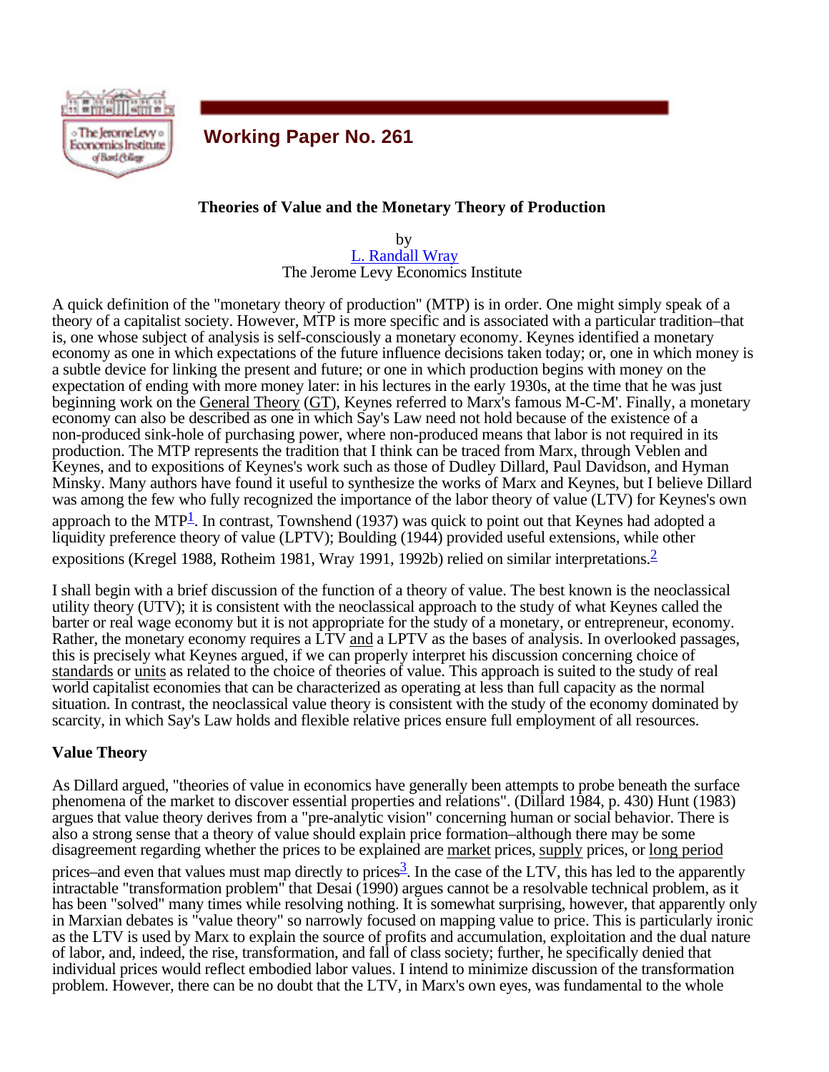## Working Paper No. 261

### Theories of Value and the Monetary Theory of Production

by
L. Randall Wray
The Jerome Levy Economics Institute

A quick definition of the "monetary theory of production" (MTP) is in order. One might simply speak of a theory of a capitalist society. However, MTP is more specific and is associated with a particular tradition–that is, one whose subject of analysis is self-consciously a monetary economy. Keynes identified a monetary economy as one in which expectations of the future influence decisions taken today; or, one in which money is a subtle device for linking the present and future; or one in which production begins with money on the expectation of ending with more money later: in his lectures in the early 1930s, at the time that he was just beginning work on the General Theory (GT), Keynes referred to Marx's famous M-C-M'. Finally, a monetary economy can also be described as one in which Say's Law need not hold because of the existence of a non-produced sink-hole of purchasing power, where non-produced means that labor is not required in its production. The MTP represents the tradition that I think can be traced from Marx, through Veblen and Keynes, and to expositions of Keynes's work such as those of Dudley Dillard, Paul Davidson, and Hyman Minsky. Many authors have found it useful to synthesize the works of Marx and Keynes, but I believe Dillard was among the few who fully recognized the importance of the labor theory of value (LTV) for Keynes's own approach to the MTP[1]. In contrast, Townshend (1937) was quick to point out that Keynes had adopted a liquidity preference theory of value (LPTV); Boulding (1944) provided useful extensions, while other expositions (Kregel 1988, Rotheim 1981, Wray 1991, 1992b) relied on similar interpretations.[2]

I shall begin with a brief discussion of the function of a theory of value. The best known is the neoclassical utility theory (UTV); it is consistent with the neoclassical approach to the study of what Keynes called the barter or real wage economy but it is not appropriate for the study of a monetary, or entrepreneur, economy. Rather, the monetary economy requires a LTV and a LPTV as the bases of analysis. In overlooked passages, this is precisely what Keynes argued, if we can properly interpret his discussion concerning choice of standards or units as related to the choice of theories of value. This approach is suited to the study of real world capitalist economies that can be characterized as operating at less than full capacity as the normal situation. In contrast, the neoclassical value theory is consistent with the study of the economy dominated by scarcity, in which Say's Law holds and flexible relative prices ensure full employment of all resources.

#### Value Theory

As Dillard argued, "theories of value in economics have generally been attempts to probe beneath the surface phenomena of the market to discover essential properties and relations". (Dillard 1984, p. 430) Hunt (1983) argues that value theory derives from a "pre-analytic vision" concerning human or social behavior. There is also a strong sense that a theory of value should explain price formation–although there may be some disagreement regarding whether the prices to be explained are market prices, supply prices, or long period prices–and even that values must map directly to prices[3]. In the case of the LTV, this has led to the apparently intractable "transformation problem" that Desai (1990) argues cannot be a resolvable technical problem, as it has been "solved" many times while resolving nothing. It is somewhat surprising, however, that apparently only in Marxian debates is "value theory" so narrowly focused on mapping value to price. This is particularly ironic as the LTV is used by Marx to explain the source of profits and accumulation, exploitation and the dual nature of labor, and, indeed, the rise, transformation, and fall of class society; further, he specifically denied that individual prices would reflect embodied labor values. I intend to minimize discussion of the transformation problem. However, there can be no doubt that the LTV, in Marx's own eyes, was fundamental to the whole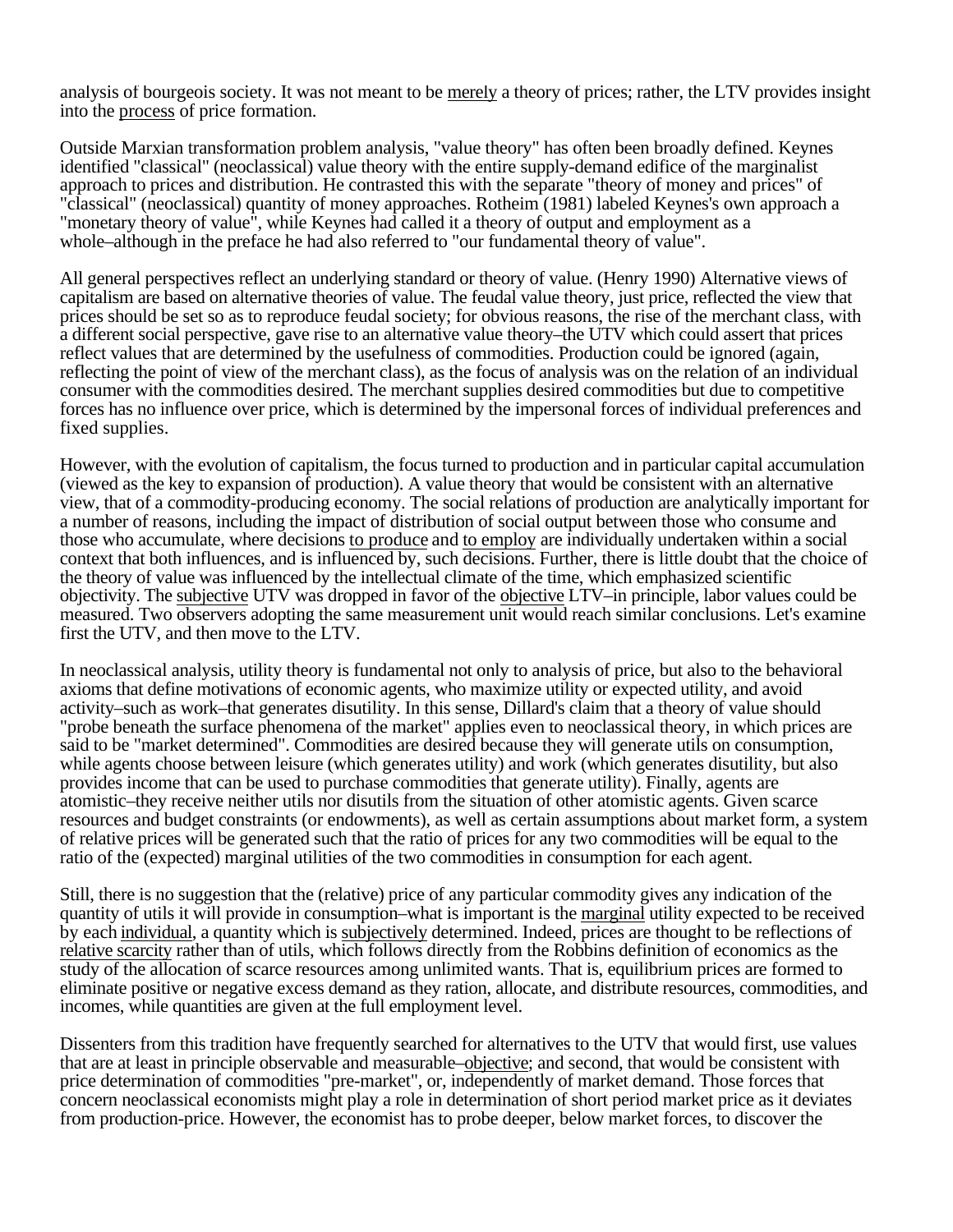analysis of bourgeois society. It was not meant to be merely a theory of prices; rather, the LTV provides insight into the process of price formation.

Outside Marxian transformation problem analysis, "value theory" has often been broadly defined. Keynes identified "classical" (neoclassical) value theory with the entire supply-demand edifice of the marginalist approach to prices and distribution. He contrasted this with the separate "theory of money and prices" of "classical" (neoclassical) quantity of money approaches. Rotheim (1981) labeled Keynes's own approach a "monetary theory of value", while Keynes had called it a theory of output and employment as a whole–although in the preface he had also referred to "our fundamental theory of value".

All general perspectives reflect an underlying standard or theory of value. (Henry 1990) Alternative views of capitalism are based on alternative theories of value. The feudal value theory, just price, reflected the view that prices should be set so as to reproduce feudal society; for obvious reasons, the rise of the merchant class, with a different social perspective, gave rise to an alternative value theory–the UTV which could assert that prices reflect values that are determined by the usefulness of commodities. Production could be ignored (again, reflecting the point of view of the merchant class), as the focus of analysis was on the relation of an individual consumer with the commodities desired. The merchant supplies desired commodities but due to competitive forces has no influence over price, which is determined by the impersonal forces of individual preferences and fixed supplies.

However, with the evolution of capitalism, the focus turned to production and in particular capital accumulation (viewed as the key to expansion of production). A value theory that would be consistent with an alternative view, that of a commodity-producing economy. The social relations of production are analytically important for a number of reasons, including the impact of distribution of social output between those who consume and those who accumulate, where decisions to produce and to employ are individually undertaken within a social context that both influences, and is influenced by, such decisions. Further, there is little doubt that the choice of the theory of value was influenced by the intellectual climate of the time, which emphasized scientific objectivity. The subjective UTV was dropped in favor of the objective LTV–in principle, labor values could be measured. Two observers adopting the same measurement unit would reach similar conclusions. Let's examine first the UTV, and then move to the LTV.

In neoclassical analysis, utility theory is fundamental not only to analysis of price, but also to the behavioral axioms that define motivations of economic agents, who maximize utility or expected utility, and avoid activity–such as work–that generates disutility. In this sense, Dillard's claim that a theory of value should "probe beneath the surface phenomena of the market" applies even to neoclassical theory, in which prices are said to be "market determined". Commodities are desired because they will generate utils on consumption, while agents choose between leisure (which generates utility) and work (which generates disutility, but also provides income that can be used to purchase commodities that generate utility). Finally, agents are atomistic–they receive neither utils nor disutils from the situation of other atomistic agents. Given scarce resources and budget constraints (or endowments), as well as certain assumptions about market form, a system of relative prices will be generated such that the ratio of prices for any two commodities will be equal to the ratio of the (expected) marginal utilities of the two commodities in consumption for each agent.

Still, there is no suggestion that the (relative) price of any particular commodity gives any indication of the quantity of utils it will provide in consumption–what is important is the marginal utility expected to be received by each individual, a quantity which is subjectively determined. Indeed, prices are thought to be reflections of relative scarcity rather than of utils, which follows directly from the Robbins definition of economics as the study of the allocation of scarce resources among unlimited wants. That is, equilibrium prices are formed to eliminate positive or negative excess demand as they ration, allocate, and distribute resources, commodities, and incomes, while quantities are given at the full employment level.

Dissenters from this tradition have frequently searched for alternatives to the UTV that would first, use values that are at least in principle observable and measurable–objective; and second, that would be consistent with price determination of commodities "pre-market", or, independently of market demand. Those forces that concern neoclassical economists might play a role in determination of short period market price as it deviates from production-price. However, the economist has to probe deeper, below market forces, to discover the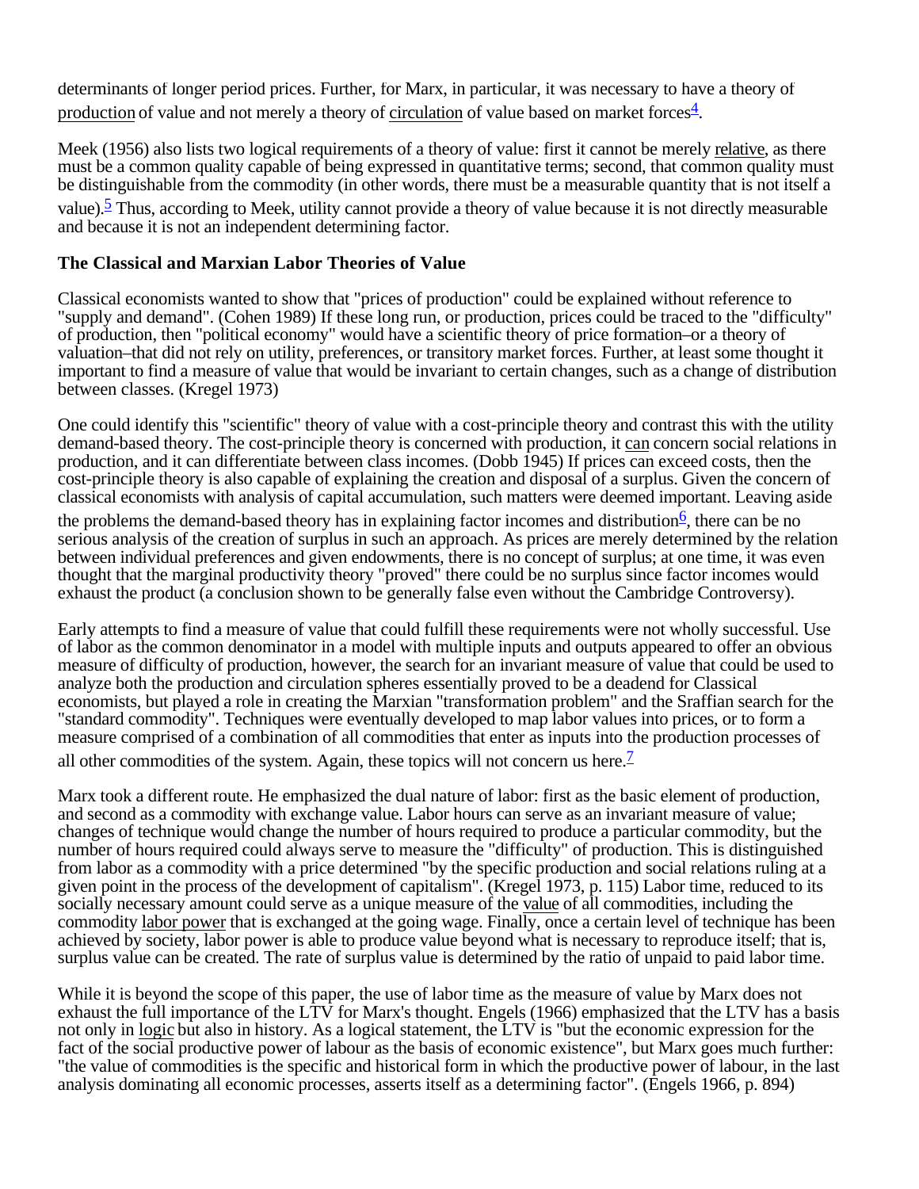determinants of longer period prices. Further, for Marx, in particular, it was necessary to have a theory of production of value and not merely a theory of circulation of value based on market forces[4].

Meek (1956) also lists two logical requirements of a theory of value: first it cannot be merely relative, as there must be a common quality capable of being expressed in quantitative terms; second, that common quality must be distinguishable from the commodity (in other words, there must be a measurable quantity that is not itself a value).[5] Thus, according to Meek, utility cannot provide a theory of value because it is not directly measurable and because it is not an independent determining factor.

### The Classical and Marxian Labor Theories of Value

Classical economists wanted to show that "prices of production" could be explained without reference to "supply and demand". (Cohen 1989) If these long run, or production, prices could be traced to the "difficulty" of production, then "political economy" would have a scientific theory of price formation–or a theory of valuation–that did not rely on utility, preferences, or transitory market forces. Further, at least some thought it important to find a measure of value that would be invariant to certain changes, such as a change of distribution between classes. (Kregel 1973)

One could identify this "scientific" theory of value with a cost-principle theory and contrast this with the utility demand-based theory. The cost-principle theory is concerned with production, it can concern social relations in production, and it can differentiate between class incomes. (Dobb 1945) If prices can exceed costs, then the cost-principle theory is also capable of explaining the creation and disposal of a surplus. Given the concern of classical economists with analysis of capital accumulation, such matters were deemed important. Leaving aside the problems the demand-based theory has in explaining factor incomes and distribution[6], there can be no serious analysis of the creation of surplus in such an approach. As prices are merely determined by the relation between individual preferences and given endowments, there is no concept of surplus; at one time, it was even thought that the marginal productivity theory "proved" there could be no surplus since factor incomes would exhaust the product (a conclusion shown to be generally false even without the Cambridge Controversy).

Early attempts to find a measure of value that could fulfill these requirements were not wholly successful. Use of labor as the common denominator in a model with multiple inputs and outputs appeared to offer an obvious measure of difficulty of production, however, the search for an invariant measure of value that could be used to analyze both the production and circulation spheres essentially proved to be a deadend for Classical economists, but played a role in creating the Marxian "transformation problem" and the Sraffian search for the "standard commodity". Techniques were eventually developed to map labor values into prices, or to form a measure comprised of a combination of all commodities that enter as inputs into the production processes of all other commodities of the system. Again, these topics will not concern us here.[7]

Marx took a different route. He emphasized the dual nature of labor: first as the basic element of production, and second as a commodity with exchange value. Labor hours can serve as an invariant measure of value; changes of technique would change the number of hours required to produce a particular commodity, but the number of hours required could always serve to measure the "difficulty" of production. This is distinguished from labor as a commodity with a price determined "by the specific production and social relations ruling at a given point in the process of the development of capitalism". (Kregel 1973, p. 115) Labor time, reduced to its socially necessary amount could serve as a unique measure of the value of all commodities, including the commodity labor power that is exchanged at the going wage. Finally, once a certain level of technique has been achieved by society, labor power is able to produce value beyond what is necessary to reproduce itself; that is, surplus value can be created. The rate of surplus value is determined by the ratio of unpaid to paid labor time.

While it is beyond the scope of this paper, the use of labor time as the measure of value by Marx does not exhaust the full importance of the LTV for Marx's thought. Engels (1966) emphasized that the LTV has a basis not only in logic but also in history. As a logical statement, the LTV is "but the economic expression for the fact of the social productive power of labour as the basis of economic existence", but Marx goes much further: "the value of commodities is the specific and historical form in which the productive power of labour, in the last analysis dominating all economic processes, asserts itself as a determining factor". (Engels 1966, p. 894)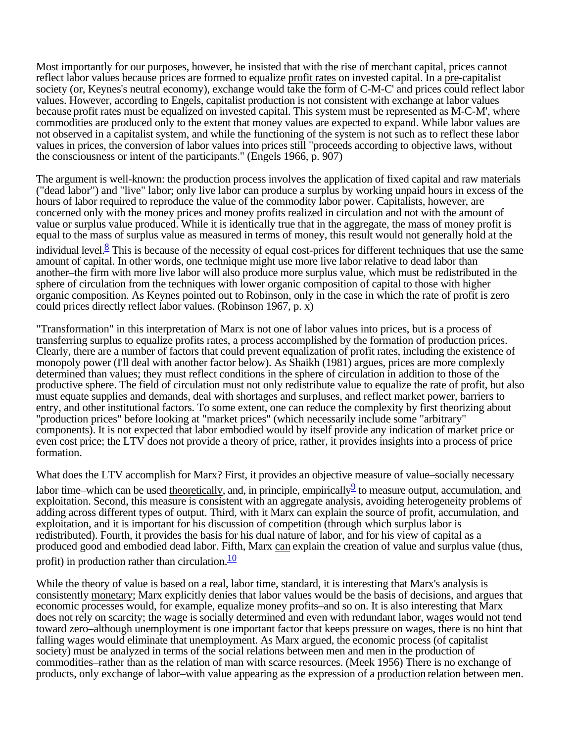Most importantly for our purposes, however, he insisted that with the rise of merchant capital, prices cannot reflect labor values because prices are formed to equalize profit rates on invested capital. In a pre-capitalist society (or, Keynes's neutral economy), exchange would take the form of C-M-C' and prices could reflect labor values. However, according to Engels, capitalist production is not consistent with exchange at labor values because profit rates must be equalized on invested capital. This system must be represented as M-C-M', where commodities are produced only to the extent that money values are expected to expand. While labor values are not observed in a capitalist system, and while the functioning of the system is not such as to reflect these labor values in prices, the conversion of labor values into prices still "proceeds according to objective laws, without the consciousness or intent of the participants." (Engels 1966, p. 907)

The argument is well-known: the production process involves the application of fixed capital and raw materials ("dead labor") and "live" labor; only live labor can produce a surplus by working unpaid hours in excess of the hours of labor required to reproduce the value of the commodity labor power. Capitalists, however, are concerned only with the money prices and money profits realized in circulation and not with the amount of value or surplus value produced. While it is identically true that in the aggregate, the mass of money profit is equal to the mass of surplus value as measured in terms of money, this result would not generally hold at the individual level.[8] This is because of the necessity of equal cost-prices for different techniques that use the same amount of capital. In other words, one technique might use more live labor relative to dead labor than another–the firm with more live labor will also produce more surplus value, which must be redistributed in the sphere of circulation from the techniques with lower organic composition of capital to those with higher organic composition. As Keynes pointed out to Robinson, only in the case in which the rate of profit is zero could prices directly reflect labor values. (Robinson 1967, p. x)

"Transformation" in this interpretation of Marx is not one of labor values into prices, but is a process of transferring surplus to equalize profits rates, a process accomplished by the formation of production prices. Clearly, there are a number of factors that could prevent equalization of profit rates, including the existence of monopoly power (I'll deal with another factor below). As Shaikh (1981) argues, prices are more complexly determined than values; they must reflect conditions in the sphere of circulation in addition to those of the productive sphere. The field of circulation must not only redistribute value to equalize the rate of profit, but also must equate supplies and demands, deal with shortages and surpluses, and reflect market power, barriers to entry, and other institutional factors. To some extent, one can reduce the complexity by first theorizing about "production prices" before looking at "market prices" (which necessarily include some "arbitrary" components). It is not expected that labor embodied would by itself provide any indication of market price or even cost price; the LTV does not provide a theory of price, rather, it provides insights into a process of price formation.

What does the LTV accomplish for Marx? First, it provides an objective measure of value–socially necessary labor time–which can be used theoretically, and, in principle, empirically[9] to measure output, accumulation, and exploitation. Second, this measure is consistent with an aggregate analysis, avoiding heterogeneity problems of adding across different types of output. Third, with it Marx can explain the source of profit, accumulation, and exploitation, and it is important for his discussion of competition (through which surplus labor is redistributed). Fourth, it provides the basis for his dual nature of labor, and for his view of capital as a produced good and embodied dead labor. Fifth, Marx can explain the creation of value and surplus value (thus, profit) in production rather than circulation.[10]

While the theory of value is based on a real, labor time, standard, it is interesting that Marx's analysis is consistently monetary; Marx explicitly denies that labor values would be the basis of decisions, and argues that economic processes would, for example, equalize money profits–and so on. It is also interesting that Marx does not rely on scarcity; the wage is socially determined and even with redundant labor, wages would not tend toward zero–although unemployment is one important factor that keeps pressure on wages, there is no hint that falling wages would eliminate that unemployment. As Marx argued, the economic process (of capitalist society) must be analyzed in terms of the social relations between men and men in the production of commodities–rather than as the relation of man with scarce resources. (Meek 1956) There is no exchange of products, only exchange of labor–with value appearing as the expression of a production relation between men.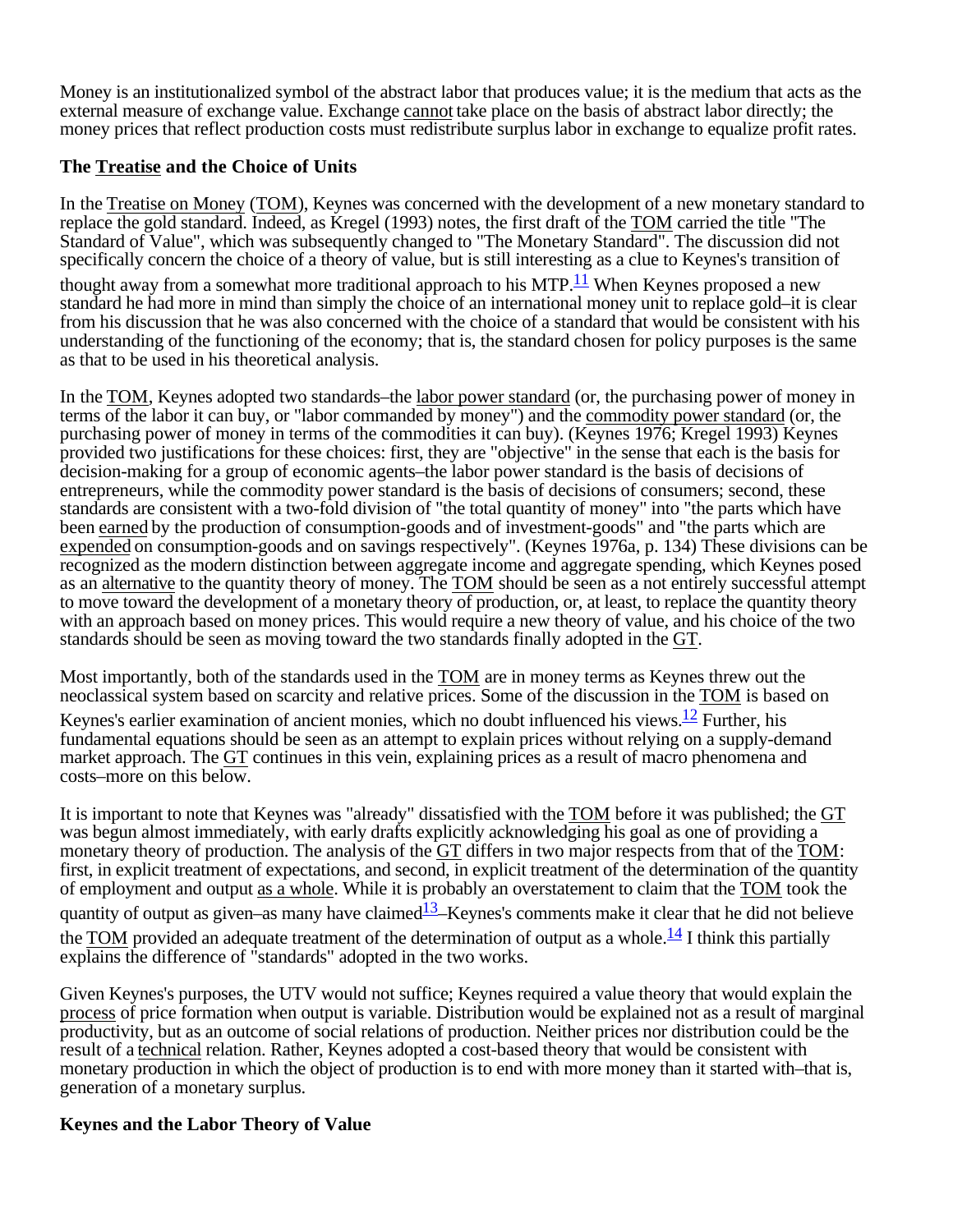Money is an institutionalized symbol of the abstract labor that produces value; it is the medium that acts as the external measure of exchange value. Exchange cannot take place on the basis of abstract labor directly; the money prices that reflect production costs must redistribute surplus labor in exchange to equalize profit rates.

### The Treatise and the Choice of Units

In the Treatise on Money (TOM), Keynes was concerned with the development of a new monetary standard to replace the gold standard. Indeed, as Kregel (1993) notes, the first draft of the TOM carried the title "The Standard of Value", which was subsequently changed to "The Monetary Standard". The discussion did not specifically concern the choice of a theory of value, but is still interesting as a clue to Keynes's transition of thought away from a somewhat more traditional approach to his MTP.[11] When Keynes proposed a new standard he had more in mind than simply the choice of an international money unit to replace gold–it is clear from his discussion that he was also concerned with the choice of a standard that would be consistent with his understanding of the functioning of the economy; that is, the standard chosen for policy purposes is the same as that to be used in his theoretical analysis.

In the TOM, Keynes adopted two standards–the labor power standard (or, the purchasing power of money in terms of the labor it can buy, or "labor commanded by money") and the commodity power standard (or, the purchasing power of money in terms of the commodities it can buy). (Keynes 1976; Kregel 1993) Keynes provided two justifications for these choices: first, they are "objective" in the sense that each is the basis for decision-making for a group of economic agents–the labor power standard is the basis of decisions of entrepreneurs, while the commodity power standard is the basis of decisions of consumers; second, these standards are consistent with a two-fold division of "the total quantity of money" into "the parts which have been earned by the production of consumption-goods and of investment-goods" and "the parts which are expended on consumption-goods and on savings respectively". (Keynes 1976a, p. 134) These divisions can be recognized as the modern distinction between aggregate income and aggregate spending, which Keynes posed as an alternative to the quantity theory of money. The TOM should be seen as a not entirely successful attempt to move toward the development of a monetary theory of production, or, at least, to replace the quantity theory with an approach based on money prices. This would require a new theory of value, and his choice of the two standards should be seen as moving toward the two standards finally adopted in the GT.

Most importantly, both of the standards used in the TOM are in money terms as Keynes threw out the neoclassical system based on scarcity and relative prices. Some of the discussion in the TOM is based on Keynes's earlier examination of ancient monies, which no doubt influenced his views.[12] Further, his fundamental equations should be seen as an attempt to explain prices without relying on a supply-demand market approach. The GT continues in this vein, explaining prices as a result of macro phenomena and costs–more on this below.

It is important to note that Keynes was "already" dissatisfied with the TOM before it was published; the GT was begun almost immediately, with early drafts explicitly acknowledging his goal as one of providing a monetary theory of production. The analysis of the GT differs in two major respects from that of the TOM: first, in explicit treatment of expectations, and second, in explicit treatment of the determination of the quantity of employment and output as a whole. While it is probably an overstatement to claim that the TOM took the quantity of output as given–as many have claimed[13]–Keynes's comments make it clear that he did not believe the TOM provided an adequate treatment of the determination of output as a whole.[14] I think this partially explains the difference of "standards" adopted in the two works.

Given Keynes's purposes, the UTV would not suffice; Keynes required a value theory that would explain the process of price formation when output is variable. Distribution would be explained not as a result of marginal productivity, but as an outcome of social relations of production. Neither prices nor distribution could be the result of a technical relation. Rather, Keynes adopted a cost-based theory that would be consistent with monetary production in which the object of production is to end with more money than it started with–that is, generation of a monetary surplus.

### Keynes and the Labor Theory of Value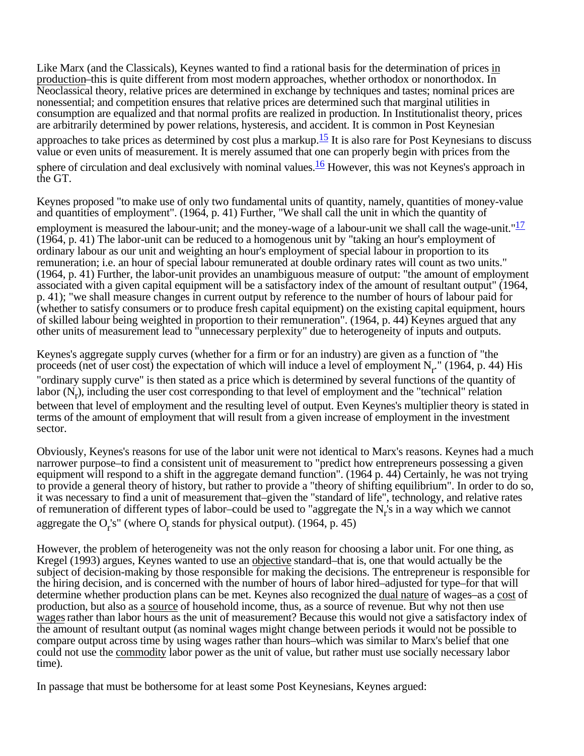Like Marx (and the Classicals), Keynes wanted to find a rational basis for the determination of prices in production–this is quite different from most modern approaches, whether orthodox or nonorthodox. In Neoclassical theory, relative prices are determined in exchange by techniques and tastes; nominal prices are nonessential; and competition ensures that relative prices are determined such that marginal utilities in consumption are equalized and that normal profits are realized in production. In Institutionalist theory, prices are arbitrarily determined by power relations, hysteresis, and accident. It is common in Post Keynesian approaches to take prices as determined by cost plus a markup.[15] It is also rare for Post Keynesians to discuss value or even units of measurement. It is merely assumed that one can properly begin with prices from the sphere of circulation and deal exclusively with nominal values.[16] However, this was not Keynes's approach in the GT.

Keynes proposed "to make use of only two fundamental units of quantity, namely, quantities of money-value and quantities of employment". (1964, p. 41) Further, "We shall call the unit in which the quantity of employment is measured the labour-unit; and the money-wage of a labour-unit we shall call the wage-unit."[17] (1964, p. 41) The labor-unit can be reduced to a homogenous unit by "taking an hour's employment of ordinary labour as our unit and weighting an hour's employment of special labour in proportion to its remuneration; i.e. an hour of special labour remunerated at double ordinary rates will count as two units." (1964, p. 41) Further, the labor-unit provides an unambiguous measure of output: "the amount of employment associated with a given capital equipment will be a satisfactory index of the amount of resultant output" (1964, p. 41); "we shall measure changes in current output by reference to the number of hours of labour paid for (whether to satisfy consumers or to produce fresh capital equipment) on the existing capital equipment, hours of skilled labour being weighted in proportion to their remuneration". (1964, p. 44) Keynes argued that any other units of measurement lead to "unnecessary perplexity" due to heterogeneity of inputs and outputs.

Keynes's aggregate supply curves (whether for a firm or for an industry) are given as a function of "the proceeds (net of user cost) the expectation of which will induce a level of employment $N_r$." (1964, p. 44) His "ordinary supply curve" is then stated as a price which is determined by several functions of the quantity of labor ($N_r$), including the user cost corresponding to that level of employment and the "technical" relation between that level of employment and the resulting level of output. Even Keynes's multiplier theory is stated in terms of the amount of employment that will result from a given increase of employment in the investment sector.

Obviously, Keynes's reasons for use of the labor unit were not identical to Marx's reasons. Keynes had a much narrower purpose–to find a consistent unit of measurement to "predict how entrepreneurs possessing a given equipment will respond to a shift in the aggregate demand function". (1964 p. 44) Certainly, he was not trying to provide a general theory of history, but rather to provide a "theory of shifting equilibrium". In order to do so, it was necessary to find a unit of measurement that–given the "standard of life", technology, and relative rates of remuneration of different types of labor–could be used to "aggregate the $N_r$'s in a way which we cannot aggregate the $O_r$'s" (where $O_r$ stands for physical output). (1964, p. 45)

However, the problem of heterogeneity was not the only reason for choosing a labor unit. For one thing, as Kregel (1993) argues, Keynes wanted to use an objective standard–that is, one that would actually be the subject of decision-making by those responsible for making the decisions. The entrepreneur is responsible for the hiring decision, and is concerned with the number of hours of labor hired–adjusted for type–for that will determine whether production plans can be met. Keynes also recognized the dual nature of wages–as a cost of production, but also as a source of household income, thus, as a source of revenue. But why not then use wages rather than labor hours as the unit of measurement? Because this would not give a satisfactory index of the amount of resultant output (as nominal wages might change between periods it would not be possible to compare output across time by using wages rather than hours–which was similar to Marx's belief that one could not use the commodity labor power as the unit of value, but rather must use socially necessary labor time).

In passage that must be bothersome for at least some Post Keynesians, Keynes argued: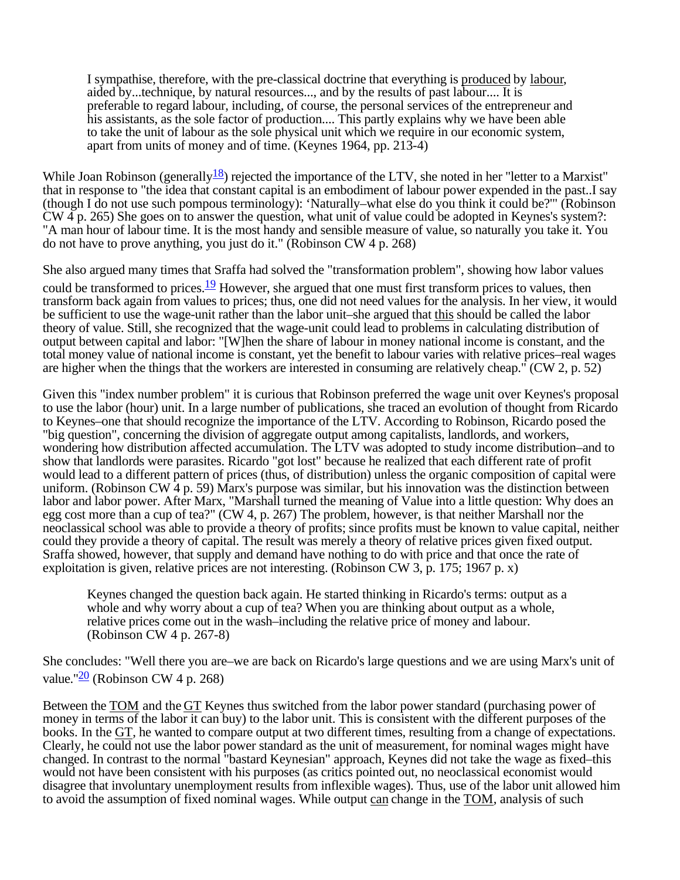> I sympathise, therefore, with the pre-classical doctrine that everything is produced by labour, aided by...technique, by natural resources..., and by the results of past labour.... It is preferable to regard labour, including, of course, the personal services of the entrepreneur and his assistants, as the sole factor of production.... This partly explains why we have been able to take the unit of labour as the sole physical unit which we require in our economic system, apart from units of money and of time. (Keynes 1964, pp. 213-4)

While Joan Robinson (generally[18]) rejected the importance of the LTV, she noted in her "letter to a Marxist" that in response to "the idea that constant capital is an embodiment of labour power expended in the past..I say (though I do not use such pompous terminology): 'Naturally–what else do you think it could be?'" (Robinson CW 4 p. 265) She goes on to answer the question, what unit of value could be adopted in Keynes's system?: "A man hour of labour time. It is the most handy and sensible measure of value, so naturally you take it. You do not have to prove anything, you just do it." (Robinson CW 4 p. 268)

She also argued many times that Sraffa had solved the "transformation problem", showing how labor values could be transformed to prices.[19] However, she argued that one must first transform prices to values, then transform back again from values to prices; thus, one did not need values for the analysis. In her view, it would be sufficient to use the wage-unit rather than the labor unit–she argued that this should be called the labor theory of value. Still, she recognized that the wage-unit could lead to problems in calculating distribution of output between capital and labor: "[W]hen the share of labour in money national income is constant, and the total money value of national income is constant, yet the benefit to labour varies with relative prices–real wages are higher when the things that the workers are interested in consuming are relatively cheap." (CW 2, p. 52)

Given this "index number problem" it is curious that Robinson preferred the wage unit over Keynes's proposal to use the labor (hour) unit. In a large number of publications, she traced an evolution of thought from Ricardo to Keynes–one that should recognize the importance of the LTV. According to Robinson, Ricardo posed the "big question", concerning the division of aggregate output among capitalists, landlords, and workers, wondering how distribution affected accumulation. The LTV was adopted to study income distribution–and to show that landlords were parasites. Ricardo "got lost" because he realized that each different rate of profit would lead to a different pattern of prices (thus, of distribution) unless the organic composition of capital were uniform. (Robinson CW 4 p. 59) Marx's purpose was similar, but his innovation was the distinction between labor and labor power. After Marx, "Marshall turned the meaning of Value into a little question: Why does an egg cost more than a cup of tea?" (CW 4, p. 267) The problem, however, is that neither Marshall nor the neoclassical school was able to provide a theory of profits; since profits must be known to value capital, neither could they provide a theory of capital. The result was merely a theory of relative prices given fixed output. Sraffa showed, however, that supply and demand have nothing to do with price and that once the rate of exploitation is given, relative prices are not interesting. (Robinson CW 3, p. 175; 1967 p. x)

> Keynes changed the question back again. He started thinking in Ricardo's terms: output as a whole and why worry about a cup of tea? When you are thinking about output as a whole, relative prices come out in the wash–including the relative price of money and labour. (Robinson CW 4 p. 267-8)

She concludes: "Well there you are–we are back on Ricardo's large questions and we are using Marx's unit of value."[20] (Robinson CW 4 p. 268)

Between the TOM and the GT Keynes thus switched from the labor power standard (purchasing power of money in terms of the labor it can buy) to the labor unit. This is consistent with the different purposes of the books. In the GT, he wanted to compare output at two different times, resulting from a change of expectations. Clearly, he could not use the labor power standard as the unit of measurement, for nominal wages might have changed. In contrast to the normal "bastard Keynesian" approach, Keynes did not take the wage as fixed–this would not have been consistent with his purposes (as critics pointed out, no neoclassical economist would disagree that involuntary unemployment results from inflexible wages). Thus, use of the labor unit allowed him to avoid the assumption of fixed nominal wages. While output can change in the TOM, analysis of such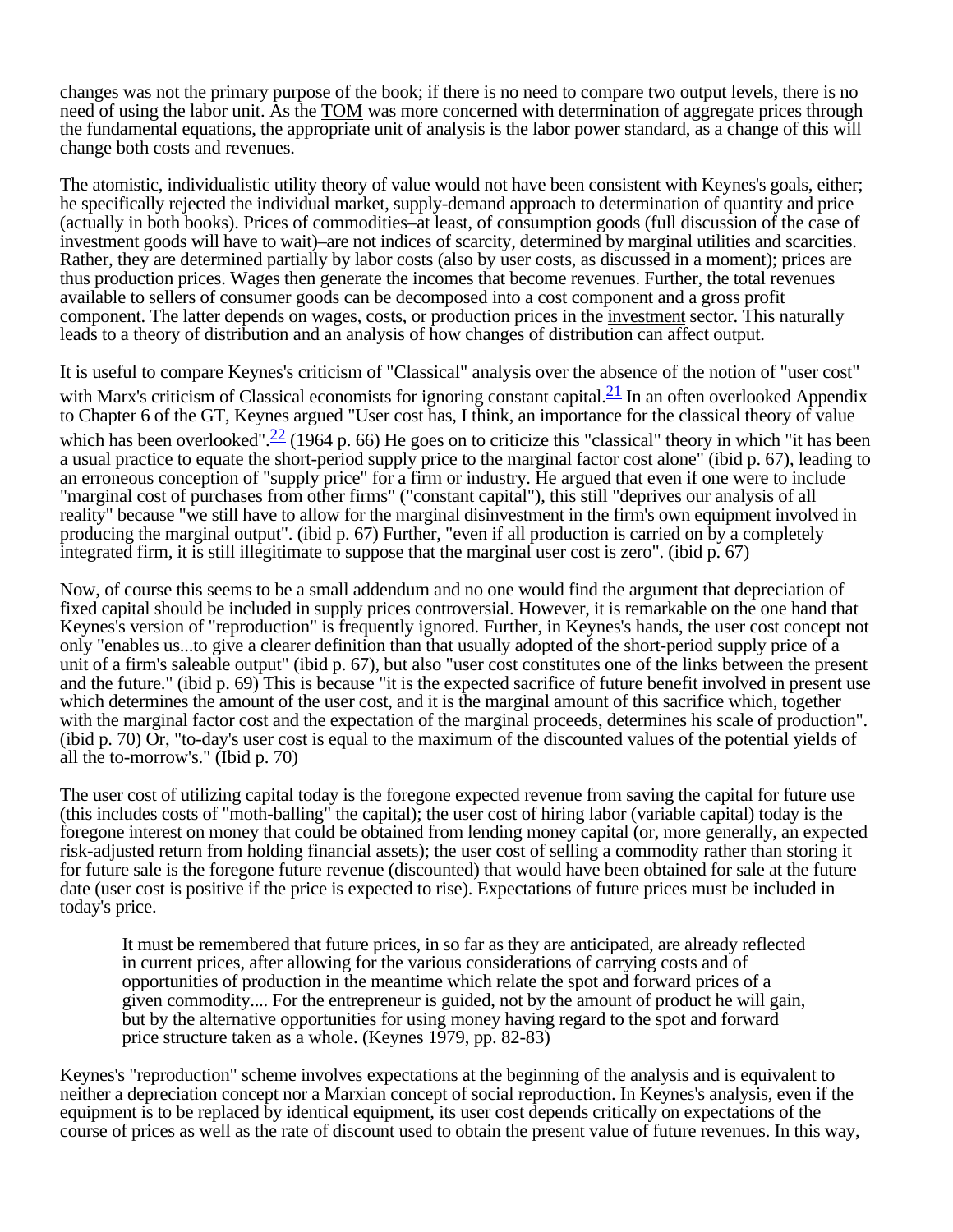changes was not the primary purpose of the book; if there is no need to compare two output levels, there is no need of using the labor unit. As the TOM was more concerned with determination of aggregate prices through the fundamental equations, the appropriate unit of analysis is the labor power standard, as a change of this will change both costs and revenues.

The atomistic, individualistic utility theory of value would not have been consistent with Keynes's goals, either; he specifically rejected the individual market, supply-demand approach to determination of quantity and price (actually in both books). Prices of commodities–at least, of consumption goods (full discussion of the case of investment goods will have to wait)–are not indices of scarcity, determined by marginal utilities and scarcities. Rather, they are determined partially by labor costs (also by user costs, as discussed in a moment); prices are thus production prices. Wages then generate the incomes that become revenues. Further, the total revenues available to sellers of consumer goods can be decomposed into a cost component and a gross profit component. The latter depends on wages, costs, or production prices in the investment sector. This naturally leads to a theory of distribution and an analysis of how changes of distribution can affect output.

It is useful to compare Keynes's criticism of "Classical" analysis over the absence of the notion of "user cost" with Marx's criticism of Classical economists for ignoring constant capital.[21] In an often overlooked Appendix to Chapter 6 of the GT, Keynes argued "User cost has, I think, an importance for the classical theory of value which has been overlooked".[22] (1964 p. 66) He goes on to criticize this "classical" theory in which "it has been a usual practice to equate the short-period supply price to the marginal factor cost alone" (ibid p. 67), leading to an erroneous conception of "supply price" for a firm or industry. He argued that even if one were to include "marginal cost of purchases from other firms" ("constant capital"), this still "deprives our analysis of all reality" because "we still have to allow for the marginal disinvestment in the firm's own equipment involved in producing the marginal output". (ibid p. 67) Further, "even if all production is carried on by a completely integrated firm, it is still illegitimate to suppose that the marginal user cost is zero". (ibid p. 67)

Now, of course this seems to be a small addendum and no one would find the argument that depreciation of fixed capital should be included in supply prices controversial. However, it is remarkable on the one hand that Keynes's version of "reproduction" is frequently ignored. Further, in Keynes's hands, the user cost concept not only "enables us...to give a clearer definition than that usually adopted of the short-period supply price of a unit of a firm's saleable output" (ibid p. 67), but also "user cost constitutes one of the links between the present and the future." (ibid p. 69) This is because "it is the expected sacrifice of future benefit involved in present use which determines the amount of the user cost, and it is the marginal amount of this sacrifice which, together with the marginal factor cost and the expectation of the marginal proceeds, determines his scale of production". (ibid p. 70) Or, "to-day's user cost is equal to the maximum of the discounted values of the potential yields of all the to-morrow's." (Ibid p. 70)

The user cost of utilizing capital today is the foregone expected revenue from saving the capital for future use (this includes costs of "moth-balling" the capital); the user cost of hiring labor (variable capital) today is the foregone interest on money that could be obtained from lending money capital (or, more generally, an expected risk-adjusted return from holding financial assets); the user cost of selling a commodity rather than storing it for future sale is the foregone future revenue (discounted) that would have been obtained for sale at the future date (user cost is positive if the price is expected to rise). Expectations of future prices must be included in today's price.

> It must be remembered that future prices, in so far as they are anticipated, are already reflected in current prices, after allowing for the various considerations of carrying costs and of opportunities of production in the meantime which relate the spot and forward prices of a given commodity.... For the entrepreneur is guided, not by the amount of product he will gain, but by the alternative opportunities for using money having regard to the spot and forward price structure taken as a whole. (Keynes 1979, pp. 82-83)

Keynes's "reproduction" scheme involves expectations at the beginning of the analysis and is equivalent to neither a depreciation concept nor a Marxian concept of social reproduction. In Keynes's analysis, even if the equipment is to be replaced by identical equipment, its user cost depends critically on expectations of the course of prices as well as the rate of discount used to obtain the present value of future revenues. In this way,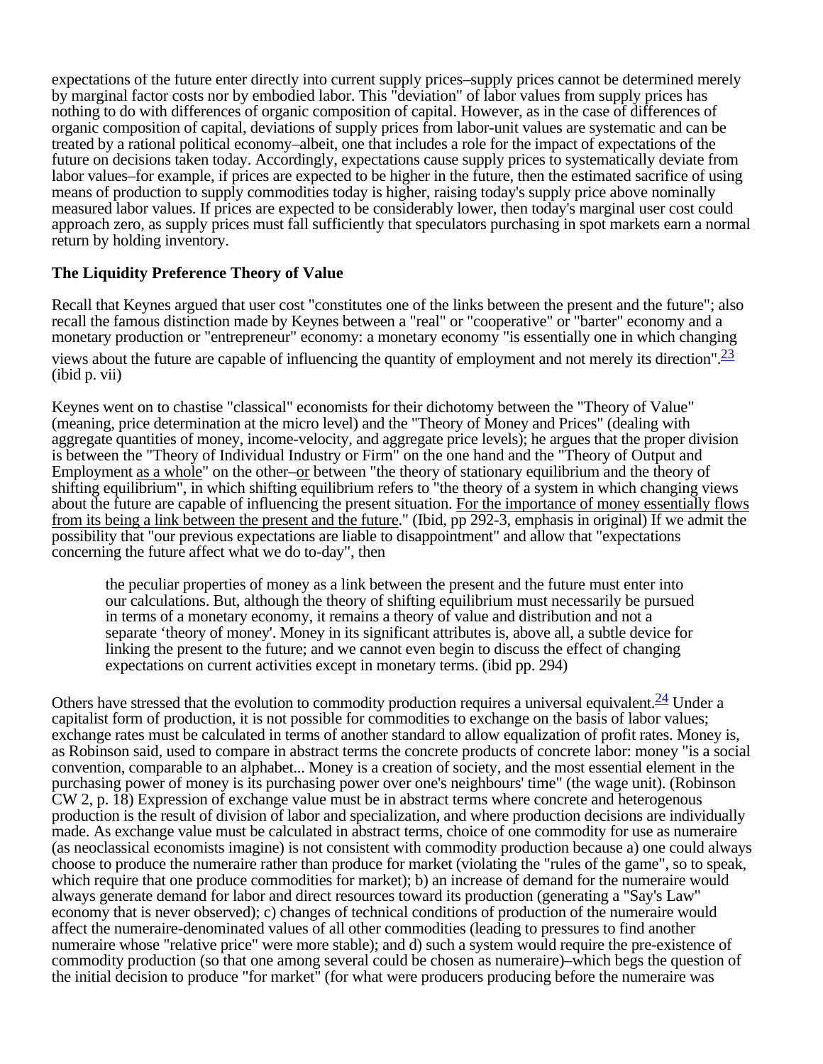expectations of the future enter directly into current supply prices–supply prices cannot be determined merely by marginal factor costs nor by embodied labor. This "deviation" of labor values from supply prices has nothing to do with differences of organic composition of capital. However, as in the case of differences of organic composition of capital, deviations of supply prices from labor-unit values are systematic and can be treated by a rational political economy–albeit, one that includes a role for the impact of expectations of the future on decisions taken today. Accordingly, expectations cause supply prices to systematically deviate from labor values–for example, if prices are expected to be higher in the future, then the estimated sacrifice of using means of production to supply commodities today is higher, raising today's supply price above nominally measured labor values. If prices are expected to be considerably lower, then today's marginal user cost could approach zero, as supply prices must fall sufficiently that speculators purchasing in spot markets earn a normal return by holding inventory.

### The Liquidity Preference Theory of Value

Recall that Keynes argued that user cost "constitutes one of the links between the present and the future"; also recall the famous distinction made by Keynes between a "real" or "cooperative" or "barter" economy and a monetary production or "entrepreneur" economy: a monetary economy "is essentially one in which changing views about the future are capable of influencing the quantity of employment and not merely its direction".[23] (ibid p. vii)

Keynes went on to chastise "classical" economists for their dichotomy between the "Theory of Value" (meaning, price determination at the micro level) and the "Theory of Money and Prices" (dealing with aggregate quantities of money, income-velocity, and aggregate price levels); he argues that the proper division is between the "Theory of Individual Industry or Firm" on the one hand and the "Theory of Output and Employment as a whole" on the other–or between "the theory of stationary equilibrium and the theory of shifting equilibrium", in which shifting equilibrium refers to "the theory of a system in which changing views about the future are capable of influencing the present situation. For the importance of money essentially flows from its being a link between the present and the future." (Ibid, pp 292-3, emphasis in original) If we admit the possibility that "our previous expectations are liable to disappointment" and allow that "expectations concerning the future affect what we do to-day", then

> the peculiar properties of money as a link between the present and the future must enter into our calculations. But, although the theory of shifting equilibrium must necessarily be pursued in terms of a monetary economy, it remains a theory of value and distribution and not a separate 'theory of money'. Money in its significant attributes is, above all, a subtle device for linking the present to the future; and we cannot even begin to discuss the effect of changing expectations on current activities except in monetary terms. (ibid pp. 294)

Others have stressed that the evolution to commodity production requires a universal equivalent.[24] Under a capitalist form of production, it is not possible for commodities to exchange on the basis of labor values; exchange rates must be calculated in terms of another standard to allow equalization of profit rates. Money is, as Robinson said, used to compare in abstract terms the concrete products of concrete labor: money "is a social convention, comparable to an alphabet... Money is a creation of society, and the most essential element in the purchasing power of money is its purchasing power over one's neighbours' time" (the wage unit). (Robinson CW 2, p. 18) Expression of exchange value must be in abstract terms where concrete and heterogenous production is the result of division of labor and specialization, and where production decisions are individually made. As exchange value must be calculated in abstract terms, choice of one commodity for use as numeraire (as neoclassical economists imagine) is not consistent with commodity production because a) one could always choose to produce the numeraire rather than produce for market (violating the "rules of the game", so to speak, which require that one produce commodities for market); b) an increase of demand for the numeraire would always generate demand for labor and direct resources toward its production (generating a "Say's Law" economy that is never observed); c) changes of technical conditions of production of the numeraire would affect the numeraire-denominated values of all other commodities (leading to pressures to find another numeraire whose "relative price" were more stable); and d) such a system would require the pre-existence of commodity production (so that one among several could be chosen as numeraire)–which begs the question of the initial decision to produce "for market" (for what were producers producing before the numeraire was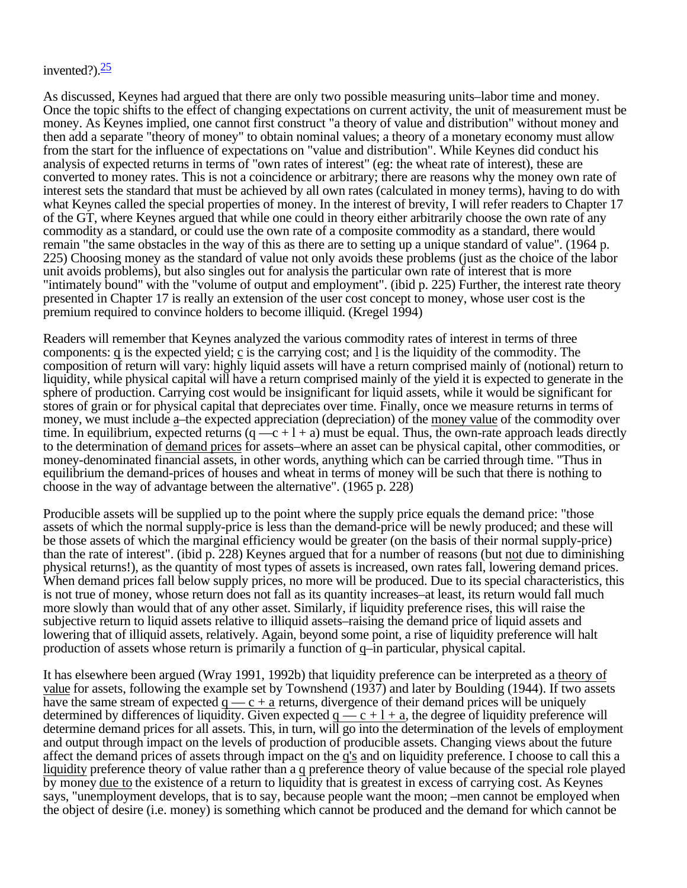invented?).[25]

As discussed, Keynes had argued that there are only two possible measuring units–labor time and money. Once the topic shifts to the effect of changing expectations on current activity, the unit of measurement must be money. As Keynes implied, one cannot first construct "a theory of value and distribution" without money and then add a separate "theory of money" to obtain nominal values; a theory of a monetary economy must allow from the start for the influence of expectations on "value and distribution". While Keynes did conduct his analysis of expected returns in terms of "own rates of interest" (eg: the wheat rate of interest), these are converted to money rates. This is not a coincidence or arbitrary; there are reasons why the money own rate of interest sets the standard that must be achieved by all own rates (calculated in money terms), having to do with what Keynes called the special properties of money. In the interest of brevity, I will refer readers to Chapter 17 of the GT, where Keynes argued that while one could in theory either arbitrarily choose the own rate of any commodity as a standard, or could use the own rate of a composite commodity as a standard, there would remain "the same obstacles in the way of this as there are to setting up a unique standard of value". (1964 p. 225) Choosing money as the standard of value not only avoids these problems (just as the choice of the labor unit avoids problems), but also singles out for analysis the particular own rate of interest that is more "intimately bound" with the "volume of output and employment". (ibid p. 225) Further, the interest rate theory presented in Chapter 17 is really an extension of the user cost concept to money, whose user cost is the premium required to convince holders to become illiquid. (Kregel 1994)

Readers will remember that Keynes analyzed the various commodity rates of interest in terms of three components: $q$ is the expected yield; $c$ is the carrying cost; and $l$ is the liquidity of the commodity. The composition of return will vary: highly liquid assets will have a return comprised mainly of (notional) return to liquidity, while physical capital will have a return comprised mainly of the yield it is expected to generate in the sphere of production. Carrying cost would be insignificant for liquid assets, while it would be significant for stores of grain or for physical capital that depreciates over time. Finally, once we measure returns in terms of money, we must include $a$–the expected appreciation (depreciation) of the money value of the commodity over time. In equilibrium, expected returns ($q - c + l + a$) must be equal. Thus, the own-rate approach leads directly to the determination of demand prices for assets–where an asset can be physical capital, other commodities, or money-denominated financial assets, in other words, anything which can be carried through time. "Thus in equilibrium the demand-prices of houses and wheat in terms of money will be such that there is nothing to choose in the way of advantage between the alternative". (1965 p. 228)

Producible assets will be supplied up to the point where the supply price equals the demand price: "those assets of which the normal supply-price is less than the demand-price will be newly produced; and these will be those assets of which the marginal efficiency would be greater (on the basis of their normal supply-price) than the rate of interest". (ibid p. 228) Keynes argued that for a number of reasons (but not due to diminishing physical returns!), as the quantity of most types of assets is increased, own rates fall, lowering demand prices. When demand prices fall below supply prices, no more will be produced. Due to its special characteristics, this is not true of money, whose return does not fall as its quantity increases–at least, its return would fall much more slowly than would that of any other asset. Similarly, if liquidity preference rises, this will raise the subjective return to liquid assets relative to illiquid assets–raising the demand price of liquid assets and lowering that of illiquid assets, relatively. Again, beyond some point, a rise of liquidity preference will halt production of assets whose return is primarily a function of $q$–in particular, physical capital.

It has elsewhere been argued (Wray 1991, 1992b) that liquidity preference can be interpreted as a theory of value for assets, following the example set by Townshend (1937) and later by Boulding (1944). If two assets have the same stream of expected $q - c + a$ returns, divergence of their demand prices will be uniquely determined by differences of liquidity. Given expected $q - c + l + a$, the degree of liquidity preference will determine demand prices for all assets. This, in turn, will go into the determination of the levels of employment and output through impact on the levels of production of producible assets. Changing views about the future affect the demand prices of assets through impact on the $q$'s and on liquidity preference. I choose to call this a liquidity preference theory of value rather than a $q$ preference theory of value because of the special role played by money due to the existence of a return to liquidity that is greatest in excess of carrying cost. As Keynes says, "unemployment develops, that is to say, because people want the moon; –men cannot be employed when the object of desire (i.e. money) is something which cannot be produced and the demand for which cannot be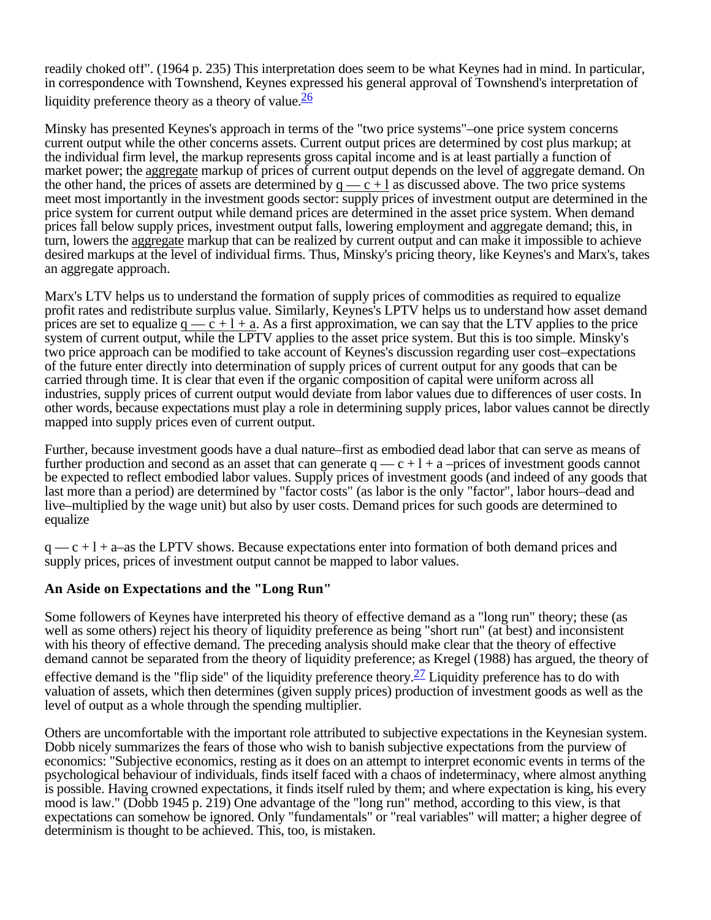readily choked off". (1964 p. 235) This interpretation does seem to be what Keynes had in mind. In particular, in correspondence with Townshend, Keynes expressed his general approval of Townshend's interpretation of liquidity preference theory as a theory of value.[26]

Minsky has presented Keynes's approach in terms of the "two price systems"–one price system concerns current output while the other concerns assets. Current output prices are determined by cost plus markup; at the individual firm level, the markup represents gross capital income and is at least partially a function of market power; the aggregate markup of prices of current output depends on the level of aggregate demand. On the other hand, the prices of assets are determined by $q - c + l$ as discussed above. The two price systems meet most importantly in the investment goods sector: supply prices of investment output are determined in the price system for current output while demand prices are determined in the asset price system. When demand prices fall below supply prices, investment output falls, lowering employment and aggregate demand; this, in turn, lowers the aggregate markup that can be realized by current output and can make it impossible to achieve desired markups at the level of individual firms. Thus, Minsky's pricing theory, like Keynes's and Marx's, takes an aggregate approach.

Marx's LTV helps us to understand the formation of supply prices of commodities as required to equalize profit rates and redistribute surplus value. Similarly, Keynes's LPTV helps us to understand how asset demand prices are set to equalize $q - c + l + a$. As a first approximation, we can say that the LTV applies to the price system of current output, while the LPTV applies to the asset price system. But this is too simple. Minsky's two price approach can be modified to take account of Keynes's discussion regarding user cost–expectations of the future enter directly into determination of supply prices of current output for any goods that can be carried through time. It is clear that even if the organic composition of capital were uniform across all industries, supply prices of current output would deviate from labor values due to differences of user costs. In other words, because expectations must play a role in determining supply prices, labor values cannot be directly mapped into supply prices even of current output.

Further, because investment goods have a dual nature–first as embodied dead labor that can serve as means of further production and second as an asset that can generate $q - c + l + a$ –prices of investment goods cannot be expected to reflect embodied labor values. Supply prices of investment goods (and indeed of any goods that last more than a period) are determined by "factor costs" (as labor is the only "factor", labor hours–dead and live–multiplied by the wage unit) but also by user costs. Demand prices for such goods are determined to equalize

$q - c + l + a$–as the LPTV shows. Because expectations enter into formation of both demand prices and supply prices, prices of investment output cannot be mapped to labor values.

### An Aside on Expectations and the "Long Run"

Some followers of Keynes have interpreted his theory of effective demand as a "long run" theory; these (as well as some others) reject his theory of liquidity preference as being "short run" (at best) and inconsistent with his theory of effective demand. The preceding analysis should make clear that the theory of effective demand cannot be separated from the theory of liquidity preference; as Kregel (1988) has argued, the theory of effective demand is the "flip side" of the liquidity preference theory.[27] Liquidity preference has to do with valuation of assets, which then determines (given supply prices) production of investment goods as well as the level of output as a whole through the spending multiplier.

Others are uncomfortable with the important role attributed to subjective expectations in the Keynesian system. Dobb nicely summarizes the fears of those who wish to banish subjective expectations from the purview of economics: "Subjective economics, resting as it does on an attempt to interpret economic events in terms of the psychological behaviour of individuals, finds itself faced with a chaos of indeterminacy, where almost anything is possible. Having crowned expectations, it finds itself ruled by them; and where expectation is king, his every mood is law." (Dobb 1945 p. 219) One advantage of the "long run" method, according to this view, is that expectations can somehow be ignored. Only "fundamentals" or "real variables" will matter; a higher degree of determinism is thought to be achieved. This, too, is mistaken.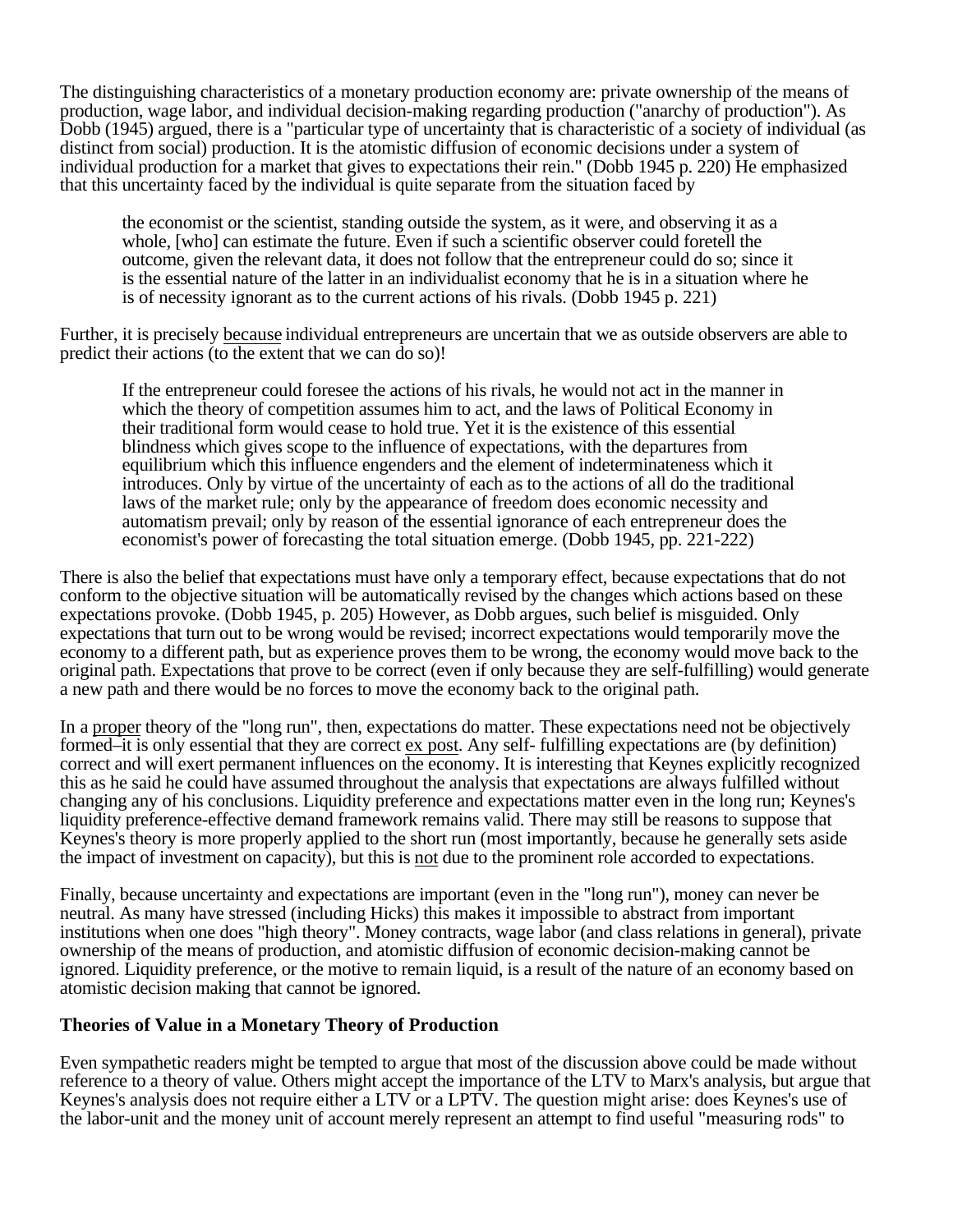The distinguishing characteristics of a monetary production economy are: private ownership of the means of production, wage labor, and individual decision-making regarding production ("anarchy of production"). As Dobb (1945) argued, there is a "particular type of uncertainty that is characteristic of a society of individual (as distinct from social) production. It is the atomistic diffusion of economic decisions under a system of individual production for a market that gives to expectations their rein." (Dobb 1945 p. 220) He emphasized that this uncertainty faced by the individual is quite separate from the situation faced by

> the economist or the scientist, standing outside the system, as it were, and observing it as a whole, [who] can estimate the future. Even if such a scientific observer could foretell the outcome, given the relevant data, it does not follow that the entrepreneur could do so; since it is the essential nature of the latter in an individualist economy that he is in a situation where he is of necessity ignorant as to the current actions of his rivals. (Dobb 1945 p. 221)

Further, it is precisely because individual entrepreneurs are uncertain that we as outside observers are able to predict their actions (to the extent that we can do so)!

> If the entrepreneur could foresee the actions of his rivals, he would not act in the manner in which the theory of competition assumes him to act, and the laws of Political Economy in their traditional form would cease to hold true. Yet it is the existence of this essential blindness which gives scope to the influence of expectations, with the departures from equilibrium which this influence engenders and the element of indeterminateness which it introduces. Only by virtue of the uncertainty of each as to the actions of all do the traditional laws of the market rule; only by the appearance of freedom does economic necessity and automatism prevail; only by reason of the essential ignorance of each entrepreneur does the economist's power of forecasting the total situation emerge. (Dobb 1945, pp. 221-222)

There is also the belief that expectations must have only a temporary effect, because expectations that do not conform to the objective situation will be automatically revised by the changes which actions based on these expectations provoke. (Dobb 1945, p. 205) However, as Dobb argues, such belief is misguided. Only expectations that turn out to be wrong would be revised; incorrect expectations would temporarily move the economy to a different path, but as experience proves them to be wrong, the economy would move back to the original path. Expectations that prove to be correct (even if only because they are self-fulfilling) would generate a new path and there would be no forces to move the economy back to the original path.

In a proper theory of the "long run", then, expectations do matter. These expectations need not be objectively formed–it is only essential that they are correct ex post. Any self- fulfilling expectations are (by definition) correct and will exert permanent influences on the economy. It is interesting that Keynes explicitly recognized this as he said he could have assumed throughout the analysis that expectations are always fulfilled without changing any of his conclusions. Liquidity preference and expectations matter even in the long run; Keynes's liquidity preference-effective demand framework remains valid. There may still be reasons to suppose that Keynes's theory is more properly applied to the short run (most importantly, because he generally sets aside the impact of investment on capacity), but this is not due to the prominent role accorded to expectations.

Finally, because uncertainty and expectations are important (even in the "long run"), money can never be neutral. As many have stressed (including Hicks) this makes it impossible to abstract from important institutions when one does "high theory". Money contracts, wage labor (and class relations in general), private ownership of the means of production, and atomistic diffusion of economic decision-making cannot be ignored. Liquidity preference, or the motive to remain liquid, is a result of the nature of an economy based on atomistic decision making that cannot be ignored.

**Theories of Value in a Monetary Theory of Production**

Even sympathetic readers might be tempted to argue that most of the discussion above could be made without reference to a theory of value. Others might accept the importance of the LTV to Marx's analysis, but argue that Keynes's analysis does not require either a LTV or a LPTV. The question might arise: does Keynes's use of the labor-unit and the money unit of account merely represent an attempt to find useful "measuring rods" to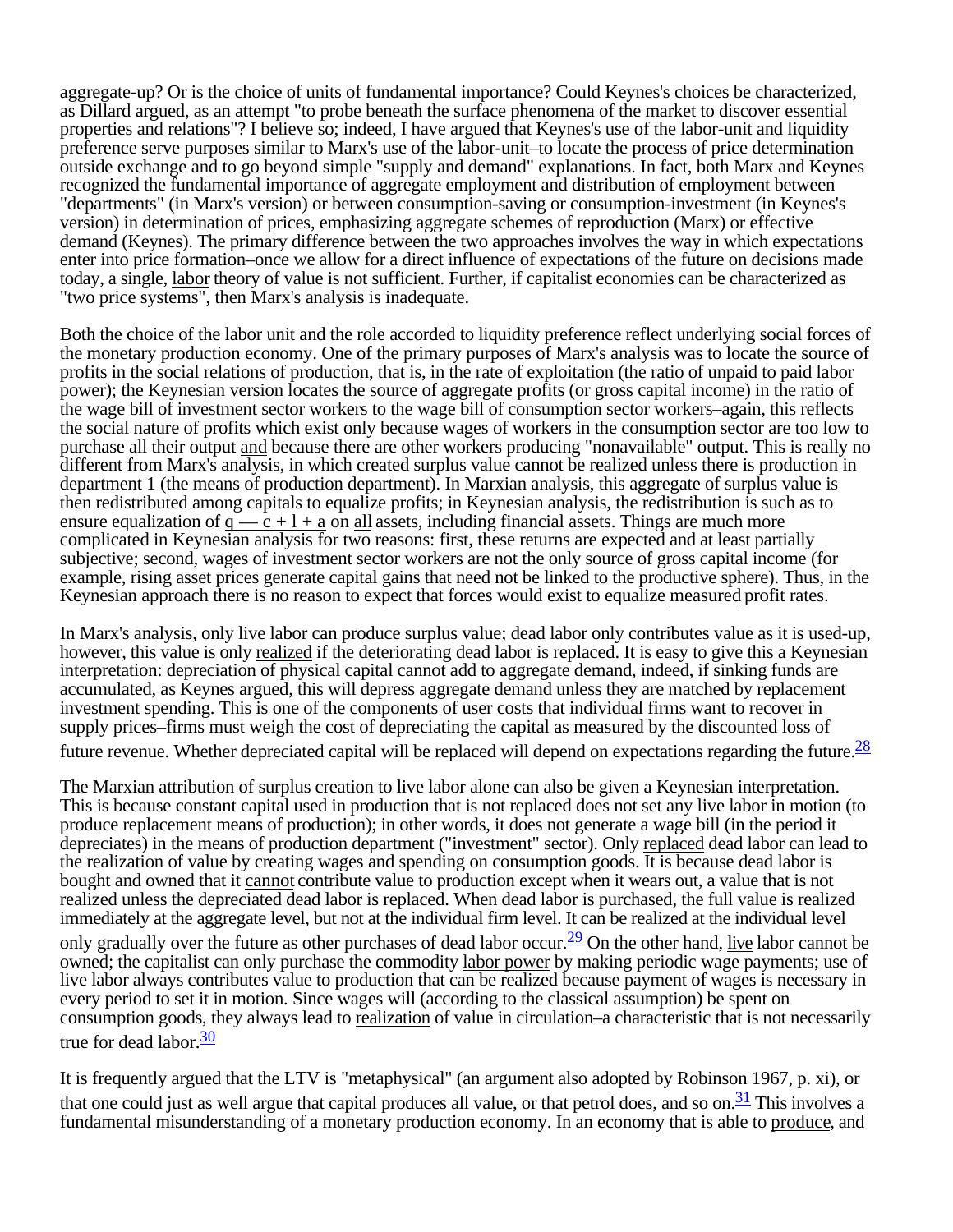aggregate-up? Or is the choice of units of fundamental importance? Could Keynes's choices be characterized, as Dillard argued, as an attempt "to probe beneath the surface phenomena of the market to discover essential properties and relations"? I believe so; indeed, I have argued that Keynes's use of the labor-unit and liquidity preference serve purposes similar to Marx's use of the labor-unit–to locate the process of price determination outside exchange and to go beyond simple "supply and demand" explanations. In fact, both Marx and Keynes recognized the fundamental importance of aggregate employment and distribution of employment between "departments" (in Marx's version) or between consumption-saving or consumption-investment (in Keynes's version) in determination of prices, emphasizing aggregate schemes of reproduction (Marx) or effective demand (Keynes). The primary difference between the two approaches involves the way in which expectations enter into price formation–once we allow for a direct influence of expectations of the future on decisions made today, a single, labor theory of value is not sufficient. Further, if capitalist economies can be characterized as "two price systems", then Marx's analysis is inadequate.

Both the choice of the labor unit and the role accorded to liquidity preference reflect underlying social forces of the monetary production economy. One of the primary purposes of Marx's analysis was to locate the source of profits in the social relations of production, that is, in the rate of exploitation (the ratio of unpaid to paid labor power); the Keynesian version locates the source of aggregate profits (or gross capital income) in the ratio of the wage bill of investment sector workers to the wage bill of consumption sector workers–again, this reflects the social nature of profits which exist only because wages of workers in the consumption sector are too low to purchase all their output and because there are other workers producing "nonavailable" output. This is really no different from Marx's analysis, in which created surplus value cannot be realized unless there is production in department 1 (the means of production department). In Marxian analysis, this aggregate of surplus value is then redistributed among capitals to equalize profits; in Keynesian analysis, the redistribution is such as to ensure equalization of $q - c + l + a$ on all assets, including financial assets. Things are much more complicated in Keynesian analysis for two reasons: first, these returns are expected and at least partially subjective; second, wages of investment sector workers are not the only source of gross capital income (for example, rising asset prices generate capital gains that need not be linked to the productive sphere). Thus, in the Keynesian approach there is no reason to expect that forces would exist to equalize measured profit rates.

In Marx's analysis, only live labor can produce surplus value; dead labor only contributes value as it is used-up, however, this value is only realized if the deteriorating dead labor is replaced. It is easy to give this a Keynesian interpretation: depreciation of physical capital cannot add to aggregate demand, indeed, if sinking funds are accumulated, as Keynes argued, this will depress aggregate demand unless they are matched by replacement investment spending. This is one of the components of user costs that individual firms want to recover in supply prices–firms must weigh the cost of depreciating the capital as measured by the discounted loss of future revenue. Whether depreciated capital will be replaced will depend on expectations regarding the future.[28]

The Marxian attribution of surplus creation to live labor alone can also be given a Keynesian interpretation. This is because constant capital used in production that is not replaced does not set any live labor in motion (to produce replacement means of production); in other words, it does not generate a wage bill (in the period it depreciates) in the means of production department ("investment" sector). Only replaced dead labor can lead to the realization of value by creating wages and spending on consumption goods. It is because dead labor is bought and owned that it cannot contribute value to production except when it wears out, a value that is not realized unless the depreciated dead labor is replaced. When dead labor is purchased, the full value is realized immediately at the aggregate level, but not at the individual firm level. It can be realized at the individual level only gradually over the future as other purchases of dead labor occur.[29] On the other hand, live labor cannot be owned; the capitalist can only purchase the commodity labor power by making periodic wage payments; use of live labor always contributes value to production that can be realized because payment of wages is necessary in every period to set it in motion. Since wages will (according to the classical assumption) be spent on consumption goods, they always lead to realization of value in circulation–a characteristic that is not necessarily true for dead labor.[30]

It is frequently argued that the LTV is "metaphysical" (an argument also adopted by Robinson 1967, p. xi), or that one could just as well argue that capital produces all value, or that petrol does, and so on.[31] This involves a fundamental misunderstanding of a monetary production economy. In an economy that is able to produce, and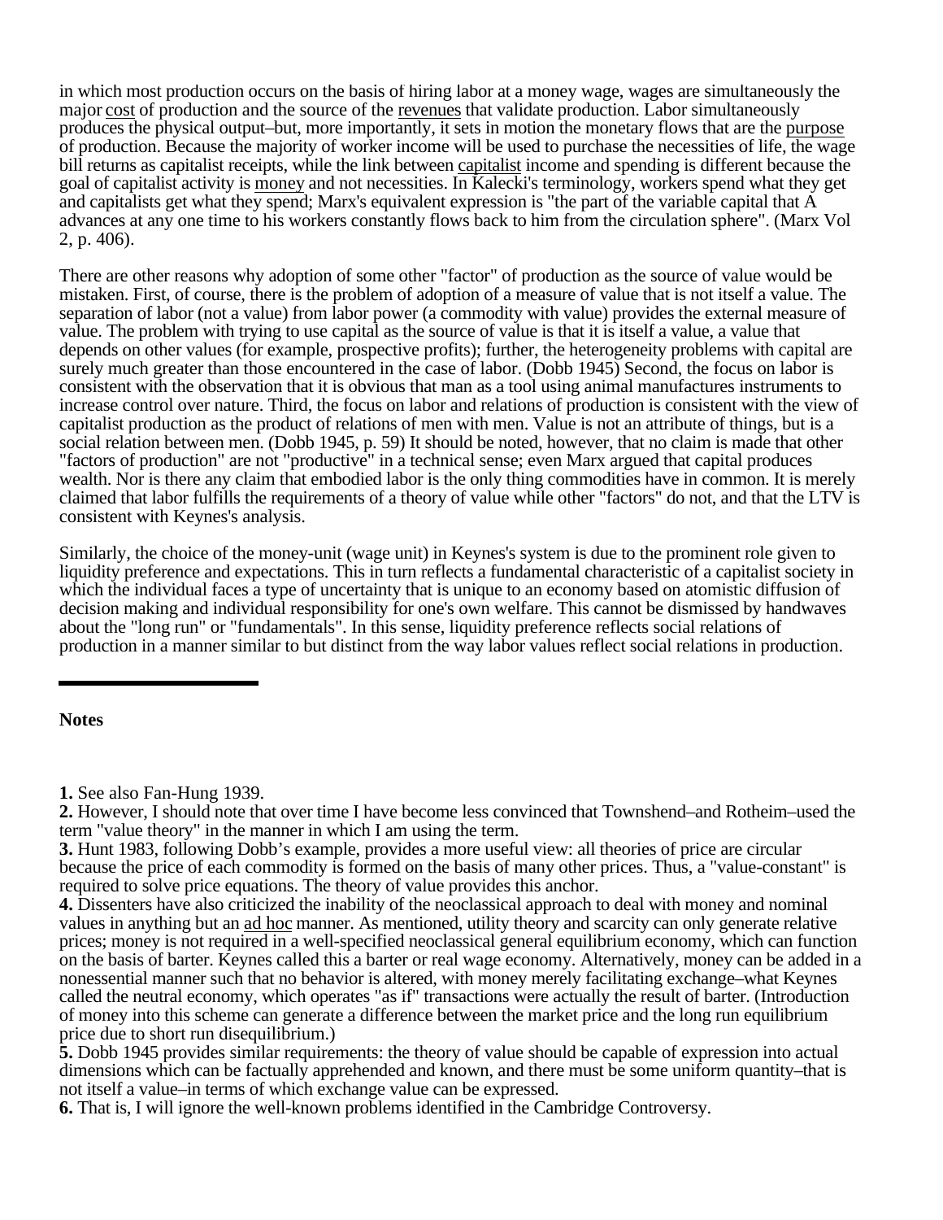in which most production occurs on the basis of hiring labor at a money wage, wages are simultaneously the major cost of production and the source of the revenues that validate production. Labor simultaneously produces the physical output–but, more importantly, it sets in motion the monetary flows that are the purpose of production. Because the majority of worker income will be used to purchase the necessities of life, the wage bill returns as capitalist receipts, while the link between capitalist income and spending is different because the goal of capitalist activity is money and not necessities. In Kalecki's terminology, workers spend what they get and capitalists get what they spend; Marx's equivalent expression is "the part of the variable capital that A advances at any one time to his workers constantly flows back to him from the circulation sphere". (Marx Vol 2, p. 406).

There are other reasons why adoption of some other "factor" of production as the source of value would be mistaken. First, of course, there is the problem of adoption of a measure of value that is not itself a value. The separation of labor (not a value) from labor power (a commodity with value) provides the external measure of value. The problem with trying to use capital as the source of value is that it is itself a value, a value that depends on other values (for example, prospective profits); further, the heterogeneity problems with capital are surely much greater than those encountered in the case of labor. (Dobb 1945) Second, the focus on labor is consistent with the observation that it is obvious that man as a tool using animal manufactures instruments to increase control over nature. Third, the focus on labor and relations of production is consistent with the view of capitalist production as the product of relations of men with men. Value is not an attribute of things, but is a social relation between men. (Dobb 1945, p. 59) It should be noted, however, that no claim is made that other "factors of production" are not "productive" in a technical sense; even Marx argued that capital produces wealth. Nor is there any claim that embodied labor is the only thing commodities have in common. It is merely claimed that labor fulfills the requirements of a theory of value while other "factors" do not, and that the LTV is consistent with Keynes's analysis.

Similarly, the choice of the money-unit (wage unit) in Keynes's system is due to the prominent role given to liquidity preference and expectations. This in turn reflects a fundamental characteristic of a capitalist society in which the individual faces a type of uncertainty that is unique to an economy based on atomistic diffusion of decision making and individual responsibility for one's own welfare. This cannot be dismissed by handwaves about the "long run" or "fundamentals". In this sense, liquidity preference reflects social relations of production in a manner similar to but distinct from the way labor values reflect social relations in production.

---

**Notes**

**1.** See also Fan-Hung 1939.
**2.** However, I should note that over time I have become less convinced that Townshend–and Rotheim–used the term "value theory" in the manner in which I am using the term.
**3.** Hunt 1983, following Dobb's example, provides a more useful view: all theories of price are circular because the price of each commodity is formed on the basis of many other prices. Thus, a "value-constant" is required to solve price equations. The theory of value provides this anchor.
**4.** Dissenters have also criticized the inability of the neoclassical approach to deal with money and nominal values in anything but an ad hoc manner. As mentioned, utility theory and scarcity can only generate relative prices; money is not required in a well-specified neoclassical general equilibrium economy, which can function on the basis of barter. Keynes called this a barter or real wage economy. Alternatively, money can be added in a nonessential manner such that no behavior is altered, with money merely facilitating exchange–what Keynes called the neutral economy, which operates "as if" transactions were actually the result of barter. (Introduction of money into this scheme can generate a difference between the market price and the long run equilibrium price due to short run disequilibrium.)
**5.** Dobb 1945 provides similar requirements: the theory of value should be capable of expression into actual dimensions which can be factually apprehended and known, and there must be some uniform quantity–that is not itself a value–in terms of which exchange value can be expressed.
**6.** That is, I will ignore the well-known problems identified in the Cambridge Controversy.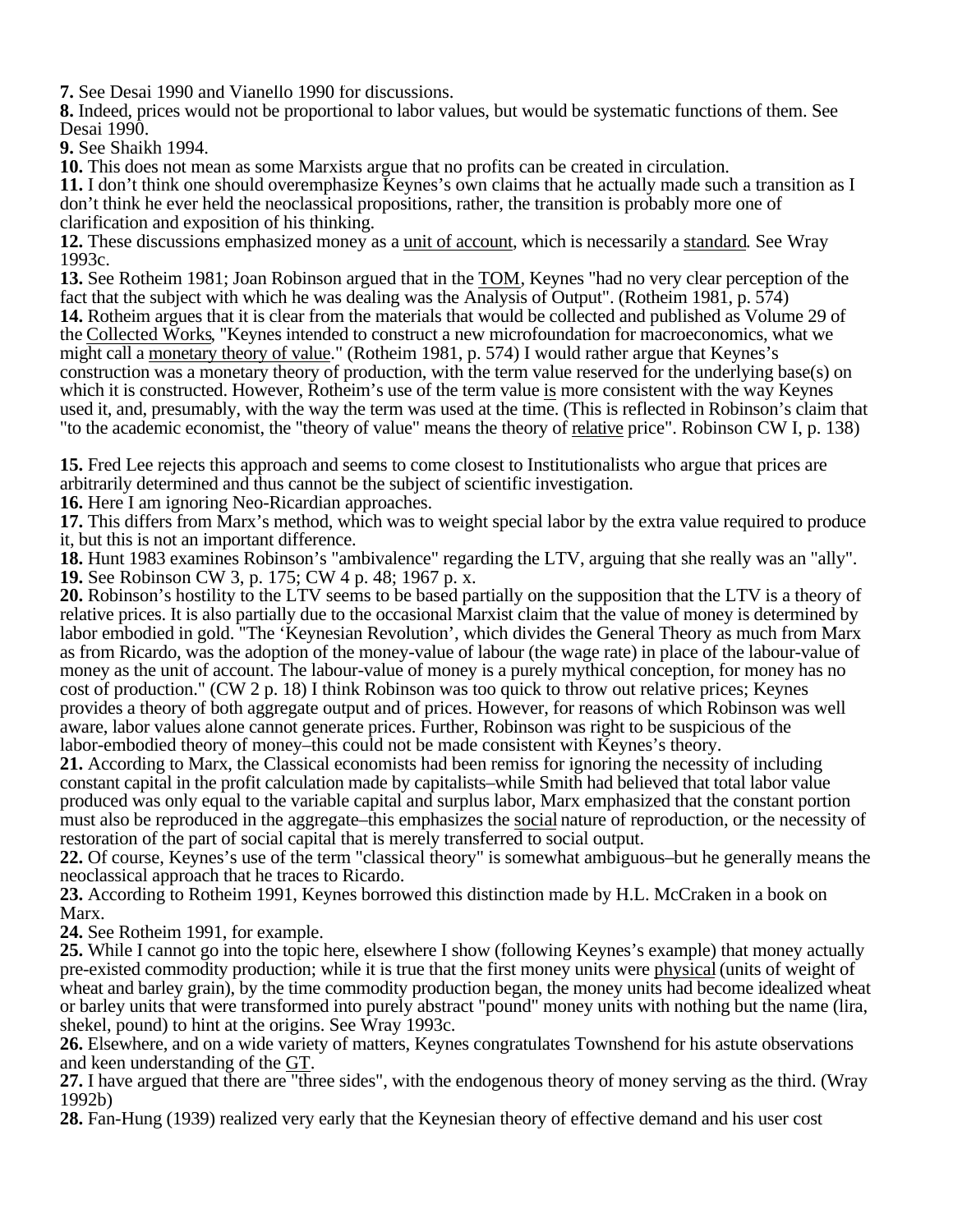**7.** See Desai 1990 and Vianello 1990 for discussions.

**8.** Indeed, prices would not be proportional to labor values, but would be systematic functions of them. See Desai 1990.

**9.** See Shaikh 1994.

**10.** This does not mean as some Marxists argue that no profits can be created in circulation.

**11.** I don't think one should overemphasize Keynes's own claims that he actually made such a transition as I don't think he ever held the neoclassical propositions, rather, the transition is probably more one of clarification and exposition of his thinking.

**12.** These discussions emphasized money as a unit of account, which is necessarily a standard. See Wray 1993c.

**13.** See Rotheim 1981; Joan Robinson argued that in the TOM, Keynes "had no very clear perception of the fact that the subject with which he was dealing was the Analysis of Output". (Rotheim 1981, p. 574)

**14.** Rotheim argues that it is clear from the materials that would be collected and published as Volume 29 of the Collected Works, "Keynes intended to construct a new microfoundation for macroeconomics, what we might call a monetary theory of value." (Rotheim 1981, p. 574) I would rather argue that Keynes's construction was a monetary theory of production, with the term value reserved for the underlying base(s) on which it is constructed. However, Rotheim's use of the term value is more consistent with the way Keynes used it, and, presumably, with the way the term was used at the time. (This is reflected in Robinson's claim that "to the academic economist, the "theory of value" means the theory of relative price". Robinson CW I, p. 138)

**15.** Fred Lee rejects this approach and seems to come closest to Institutionalists who argue that prices are arbitrarily determined and thus cannot be the subject of scientific investigation.

**16.** Here I am ignoring Neo-Ricardian approaches.

**17.** This differs from Marx's method, which was to weight special labor by the extra value required to produce it, but this is not an important difference.

**18.** Hunt 1983 examines Robinson's "ambivalence" regarding the LTV, arguing that she really was an "ally".

**19.** See Robinson CW 3, p. 175; CW 4 p. 48; 1967 p. x.

**20.** Robinson's hostility to the LTV seems to be based partially on the supposition that the LTV is a theory of relative prices. It is also partially due to the occasional Marxist claim that the value of money is determined by labor embodied in gold. "The 'Keynesian Revolution', which divides the General Theory as much from Marx as from Ricardo, was the adoption of the money-value of labour (the wage rate) in place of the labour-value of money as the unit of account. The labour-value of money is a purely mythical conception, for money has no cost of production." (CW 2 p. 18) I think Robinson was too quick to throw out relative prices; Keynes provides a theory of both aggregate output and of prices. However, for reasons of which Robinson was well aware, labor values alone cannot generate prices. Further, Robinson was right to be suspicious of the labor-embodied theory of money–this could not be made consistent with Keynes's theory.

**21.** According to Marx, the Classical economists had been remiss for ignoring the necessity of including constant capital in the profit calculation made by capitalists–while Smith had believed that total labor value produced was only equal to the variable capital and surplus labor, Marx emphasized that the constant portion must also be reproduced in the aggregate–this emphasizes the social nature of reproduction, or the necessity of restoration of the part of social capital that is merely transferred to social output.

**22.** Of course, Keynes's use of the term "classical theory" is somewhat ambiguous–but he generally means the neoclassical approach that he traces to Ricardo.

**23.** According to Rotheim 1991, Keynes borrowed this distinction made by H.L. McCraken in a book on Marx.

**24.** See Rotheim 1991, for example.

**25.** While I cannot go into the topic here, elsewhere I show (following Keynes's example) that money actually pre-existed commodity production; while it is true that the first money units were physical (units of weight of wheat and barley grain), by the time commodity production began, the money units had become idealized wheat or barley units that were transformed into purely abstract "pound" money units with nothing but the name (lira, shekel, pound) to hint at the origins. See Wray 1993c.

**26.** Elsewhere, and on a wide variety of matters, Keynes congratulates Townshend for his astute observations and keen understanding of the GT.

**27.** I have argued that there are "three sides", with the endogenous theory of money serving as the third. (Wray 1992b)

**28.** Fan-Hung (1939) realized very early that the Keynesian theory of effective demand and his user cost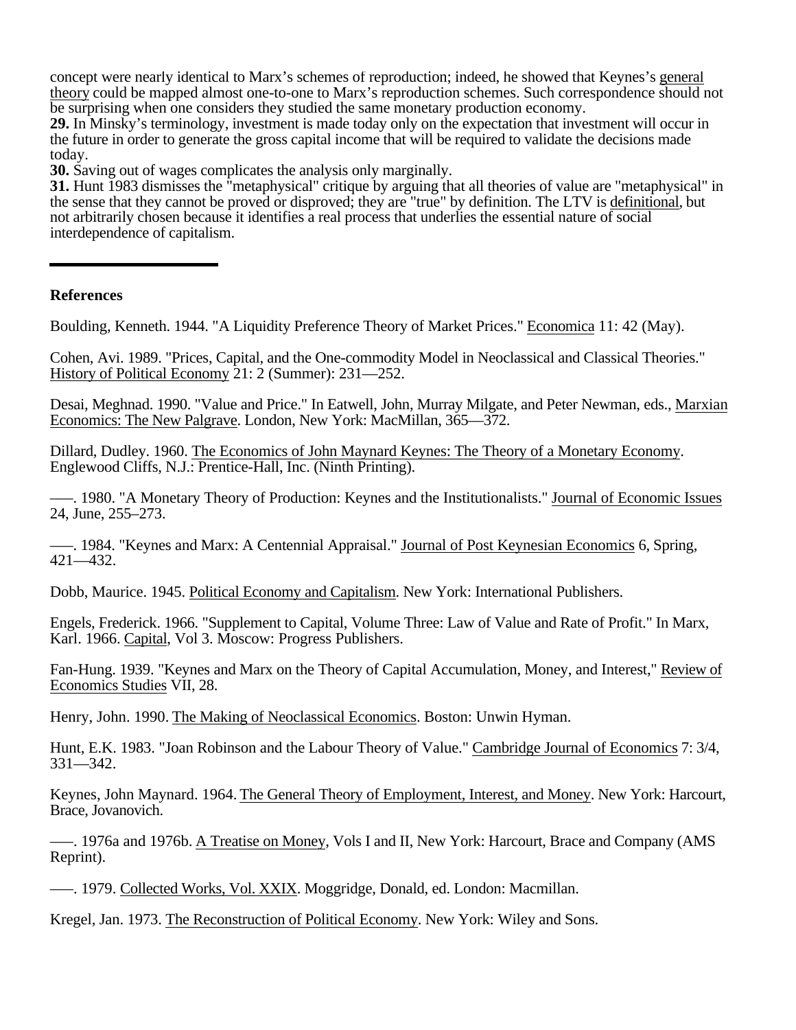concept were nearly identical to Marx's schemes of reproduction; indeed, he showed that Keynes's general theory could be mapped almost one-to-one to Marx's reproduction schemes. Such correspondence should not be surprising when one considers they studied the same monetary production economy.

**29.** In Minsky's terminology, investment is made today only on the expectation that investment will occur in the future in order to generate the gross capital income that will be required to validate the decisions made today.

**30.** Saving out of wages complicates the analysis only marginally.

**31.** Hunt 1983 dismisses the "metaphysical" critique by arguing that all theories of value are "metaphysical" in the sense that they cannot be proved or disproved; they are "true" by definition. The LTV is definitional, but not arbitrarily chosen because it identifies a real process that underlies the essential nature of social interdependence of capitalism.

---

**References**

Boulding, Kenneth. 1944. "A Liquidity Preference Theory of Market Prices." Economica 11: 42 (May).

Cohen, Avi. 1989. "Prices, Capital, and the One-commodity Model in Neoclassical and Classical Theories." History of Political Economy 21: 2 (Summer): 231—252.

Desai, Meghnad. 1990. "Value and Price." In Eatwell, John, Murray Milgate, and Peter Newman, eds., Marxian Economics: The New Palgrave. London, New York: MacMillan, 365—372.

Dillard, Dudley. 1960. The Economics of John Maynard Keynes: The Theory of a Monetary Economy. Englewood Cliffs, N.J.: Prentice-Hall, Inc. (Ninth Printing).

—–. 1980. "A Monetary Theory of Production: Keynes and the Institutionalists." Journal of Economic Issues 24, June, 255–273.

—–. 1984. "Keynes and Marx: A Centennial Appraisal." Journal of Post Keynesian Economics 6, Spring, 421—432.

Dobb, Maurice. 1945. Political Economy and Capitalism. New York: International Publishers.

Engels, Frederick. 1966. "Supplement to Capital, Volume Three: Law of Value and Rate of Profit." In Marx, Karl. 1966. Capital, Vol 3. Moscow: Progress Publishers.

Fan-Hung. 1939. "Keynes and Marx on the Theory of Capital Accumulation, Money, and Interest," Review of Economics Studies VII, 28.

Henry, John. 1990. The Making of Neoclassical Economics. Boston: Unwin Hyman.

Hunt, E.K. 1983. "Joan Robinson and the Labour Theory of Value." Cambridge Journal of Economics 7: 3/4, 331—342.

Keynes, John Maynard. 1964. The General Theory of Employment, Interest, and Money. New York: Harcourt, Brace, Jovanovich.

—–. 1976a and 1976b. A Treatise on Money, Vols I and II, New York: Harcourt, Brace and Company (AMS Reprint).

—–. 1979. Collected Works, Vol. XXIX. Moggridge, Donald, ed. London: Macmillan.

Kregel, Jan. 1973. The Reconstruction of Political Economy. New York: Wiley and Sons.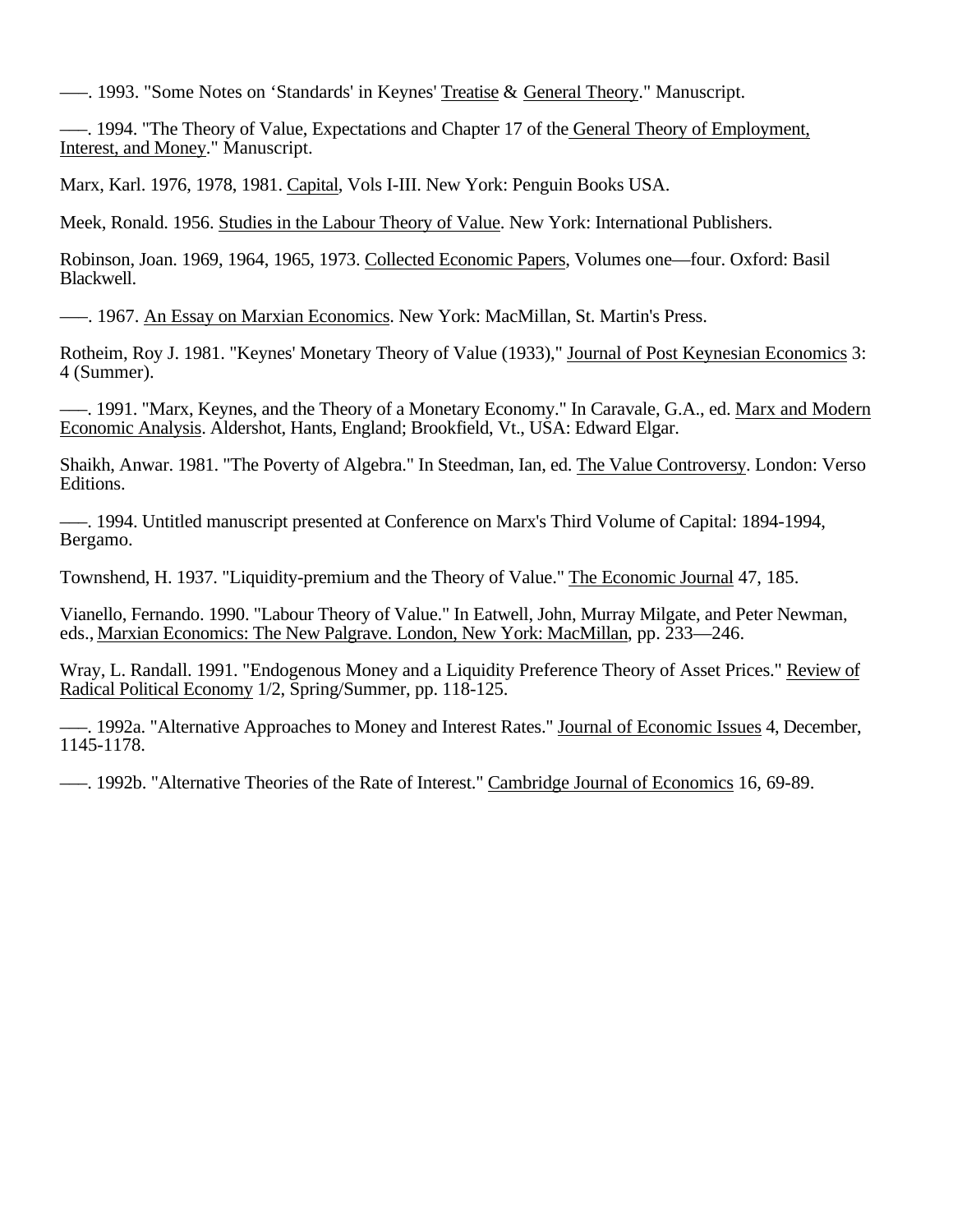—–. 1993. "Some Notes on 'Standards' in Keynes' Treatise & General Theory." Manuscript.

—–. 1994. "The Theory of Value, Expectations and Chapter 17 of the General Theory of Employment, Interest, and Money." Manuscript.

Marx, Karl. 1976, 1978, 1981. Capital, Vols I-III. New York: Penguin Books USA.

Meek, Ronald. 1956. Studies in the Labour Theory of Value. New York: International Publishers.

Robinson, Joan. 1969, 1964, 1965, 1973. Collected Economic Papers, Volumes one—four. Oxford: Basil Blackwell.

—–. 1967. An Essay on Marxian Economics. New York: MacMillan, St. Martin's Press.

Rotheim, Roy J. 1981. "Keynes' Monetary Theory of Value (1933)," Journal of Post Keynesian Economics 3: 4 (Summer).

—–. 1991. "Marx, Keynes, and the Theory of a Monetary Economy." In Caravale, G.A., ed. Marx and Modern Economic Analysis. Aldershot, Hants, England; Brookfield, Vt., USA: Edward Elgar.

Shaikh, Anwar. 1981. "The Poverty of Algebra." In Steedman, Ian, ed. The Value Controversy. London: Verso Editions.

—–. 1994. Untitled manuscript presented at Conference on Marx's Third Volume of Capital: 1894-1994, Bergamo.

Townshend, H. 1937. "Liquidity-premium and the Theory of Value." The Economic Journal 47, 185.

Vianello, Fernando. 1990. "Labour Theory of Value." In Eatwell, John, Murray Milgate, and Peter Newman, eds., Marxian Economics: The New Palgrave. London, New York: MacMillan, pp. 233—246.

Wray, L. Randall. 1991. "Endogenous Money and a Liquidity Preference Theory of Asset Prices." Review of Radical Political Economy 1/2, Spring/Summer, pp. 118-125.

—–. 1992a. "Alternative Approaches to Money and Interest Rates." Journal of Economic Issues 4, December, 1145-1178.

—–. 1992b. "Alternative Theories of the Rate of Interest." Cambridge Journal of Economics 16, 69-89.